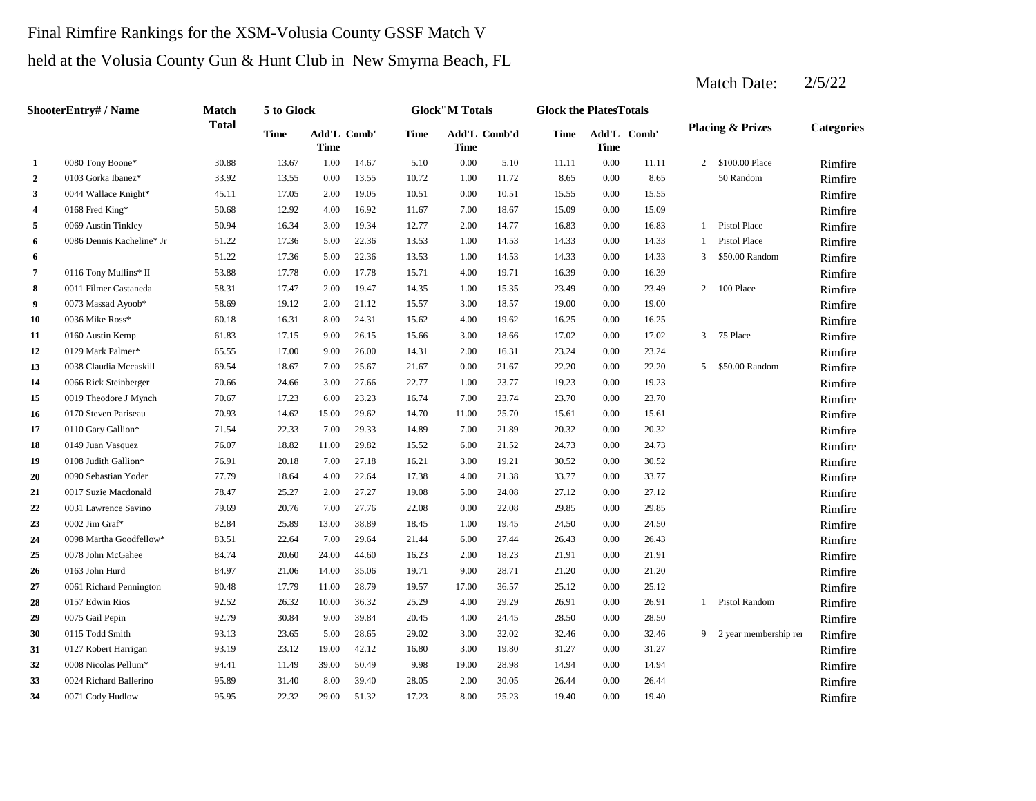Final Rimfire Rankings for the XSM-Volusia County GSSF Match V

held at the Volusia County Gun & Hunt Club in New Smyrna Beach, FL

Match Date: 2/5/22

| Shooter | Entry# / Name | Match Total | 5 to Glock | | | Glock"M Totals | | | Glock the Plates Totals | | | Placing & Prizes | | Categories |
|---|---|---|---|---|---|---|---|---|---|---|---|---|---|---|
| | | | Time | Add'L Time | Comb' | Time | Add'L Time | Comb'd | Time | Add'L Time | Comb' | | | |
| 1 | 0080 Tony Boone* | 30.88 | 13.67 | 1.00 | 14.67 | 5.10 | 0.00 | 5.10 | 11.11 | 0.00 | 11.11 | 2 | $100.00 Place | Rimfire |
| 2 | 0103 Gorka Ibanez* | 33.92 | 13.55 | 0.00 | 13.55 | 10.72 | 1.00 | 11.72 | 8.65 | 0.00 | 8.65 | | 50 Random | Rimfire |
| 3 | 0044 Wallace Knight* | 45.11 | 17.05 | 2.00 | 19.05 | 10.51 | 0.00 | 10.51 | 15.55 | 0.00 | 15.55 | | | Rimfire |
| 4 | 0168 Fred King* | 50.68 | 12.92 | 4.00 | 16.92 | 11.67 | 7.00 | 18.67 | 15.09 | 0.00 | 15.09 | | | Rimfire |
| 5 | 0069 Austin Tinkley | 50.94 | 16.34 | 3.00 | 19.34 | 12.77 | 2.00 | 14.77 | 16.83 | 0.00 | 16.83 | 1 | Pistol Place | Rimfire |
| 6 | 0086 Dennis Kacheline* Jr | 51.22 | 17.36 | 5.00 | 22.36 | 13.53 | 1.00 | 14.53 | 14.33 | 0.00 | 14.33 | 1 | Pistol Place | Rimfire |
| 6 | | 51.22 | 17.36 | 5.00 | 22.36 | 13.53 | 1.00 | 14.53 | 14.33 | 0.00 | 14.33 | 3 | $50.00 Random | Rimfire |
| 7 | 0116 Tony Mullins* II | 53.88 | 17.78 | 0.00 | 17.78 | 15.71 | 4.00 | 19.71 | 16.39 | 0.00 | 16.39 | | | Rimfire |
| 8 | 0011 Filmer Castaneda | 58.31 | 17.47 | 2.00 | 19.47 | 14.35 | 1.00 | 15.35 | 23.49 | 0.00 | 23.49 | 2 | 100 Place | Rimfire |
| 9 | 0073 Massad Ayoob* | 58.69 | 19.12 | 2.00 | 21.12 | 15.57 | 3.00 | 18.57 | 19.00 | 0.00 | 19.00 | | | Rimfire |
| 10 | 0036 Mike Ross* | 60.18 | 16.31 | 8.00 | 24.31 | 15.62 | 4.00 | 19.62 | 16.25 | 0.00 | 16.25 | | | Rimfire |
| 11 | 0160 Austin Kemp | 61.83 | 17.15 | 9.00 | 26.15 | 15.66 | 3.00 | 18.66 | 17.02 | 0.00 | 17.02 | 3 | 75 Place | Rimfire |
| 12 | 0129 Mark Palmer* | 65.55 | 17.00 | 9.00 | 26.00 | 14.31 | 2.00 | 16.31 | 23.24 | 0.00 | 23.24 | | | Rimfire |
| 13 | 0038 Claudia Mccaskill | 69.54 | 18.67 | 7.00 | 25.67 | 21.67 | 0.00 | 21.67 | 22.20 | 0.00 | 22.20 | 5 | $50.00 Random | Rimfire |
| 14 | 0066 Rick Steinberger | 70.66 | 24.66 | 3.00 | 27.66 | 22.77 | 1.00 | 23.77 | 19.23 | 0.00 | 19.23 | | | Rimfire |
| 15 | 0019 Theodore J Mynch | 70.67 | 17.23 | 6.00 | 23.23 | 16.74 | 7.00 | 23.74 | 23.70 | 0.00 | 23.70 | | | Rimfire |
| 16 | 0170 Steven Pariseau | 70.93 | 14.62 | 15.00 | 29.62 | 14.70 | 11.00 | 25.70 | 15.61 | 0.00 | 15.61 | | | Rimfire |
| 17 | 0110 Gary Gallion* | 71.54 | 22.33 | 7.00 | 29.33 | 14.89 | 7.00 | 21.89 | 20.32 | 0.00 | 20.32 | | | Rimfire |
| 18 | 0149 Juan Vasquez | 76.07 | 18.82 | 11.00 | 29.82 | 15.52 | 6.00 | 21.52 | 24.73 | 0.00 | 24.73 | | | Rimfire |
| 19 | 0108 Judith Gallion* | 76.91 | 20.18 | 7.00 | 27.18 | 16.21 | 3.00 | 19.21 | 30.52 | 0.00 | 30.52 | | | Rimfire |
| 20 | 0090 Sebastian Yoder | 77.79 | 18.64 | 4.00 | 22.64 | 17.38 | 4.00 | 21.38 | 33.77 | 0.00 | 33.77 | | | Rimfire |
| 21 | 0017 Suzie Macdonald | 78.47 | 25.27 | 2.00 | 27.27 | 19.08 | 5.00 | 24.08 | 27.12 | 0.00 | 27.12 | | | Rimfire |
| 22 | 0031 Lawrence Savino | 79.69 | 20.76 | 7.00 | 27.76 | 22.08 | 0.00 | 22.08 | 29.85 | 0.00 | 29.85 | | | Rimfire |
| 23 | 0002 Jim Graf* | 82.84 | 25.89 | 13.00 | 38.89 | 18.45 | 1.00 | 19.45 | 24.50 | 0.00 | 24.50 | | | Rimfire |
| 24 | 0098 Martha Goodfellow* | 83.51 | 22.64 | 7.00 | 29.64 | 21.44 | 6.00 | 27.44 | 26.43 | 0.00 | 26.43 | | | Rimfire |
| 25 | 0078 John McGahee | 84.74 | 20.60 | 24.00 | 44.60 | 16.23 | 2.00 | 18.23 | 21.91 | 0.00 | 21.91 | | | Rimfire |
| 26 | 0163 John Hurd | 84.97 | 21.06 | 14.00 | 35.06 | 19.71 | 9.00 | 28.71 | 21.20 | 0.00 | 21.20 | | | Rimfire |
| 27 | 0061 Richard Pennington | 90.48 | 17.79 | 11.00 | 28.79 | 19.57 | 17.00 | 36.57 | 25.12 | 0.00 | 25.12 | | | Rimfire |
| 28 | 0157 Edwin Rios | 92.52 | 26.32 | 10.00 | 36.32 | 25.29 | 4.00 | 29.29 | 26.91 | 0.00 | 26.91 | 1 | Pistol Random | Rimfire |
| 29 | 0075 Gail Pepin | 92.79 | 30.84 | 9.00 | 39.84 | 20.45 | 4.00 | 24.45 | 28.50 | 0.00 | 28.50 | | | Rimfire |
| 30 | 0115 Todd Smith | 93.13 | 23.65 | 5.00 | 28.65 | 29.02 | 3.00 | 32.02 | 32.46 | 0.00 | 32.46 | 9 | 2 year membership ren | Rimfire |
| 31 | 0127 Robert Harrigan | 93.19 | 23.12 | 19.00 | 42.12 | 16.80 | 3.00 | 19.80 | 31.27 | 0.00 | 31.27 | | | Rimfire |
| 32 | 0008 Nicolas Pellum* | 94.41 | 11.49 | 39.00 | 50.49 | 9.98 | 19.00 | 28.98 | 14.94 | 0.00 | 14.94 | | | Rimfire |
| 33 | 0024 Richard Ballerino | 95.89 | 31.40 | 8.00 | 39.40 | 28.05 | 2.00 | 30.05 | 26.44 | 0.00 | 26.44 | | | Rimfire |
| 34 | 0071 Cody Hudlow | 95.95 | 22.32 | 29.00 | 51.32 | 17.23 | 8.00 | 25.23 | 19.40 | 0.00 | 19.40 | | | Rimfire |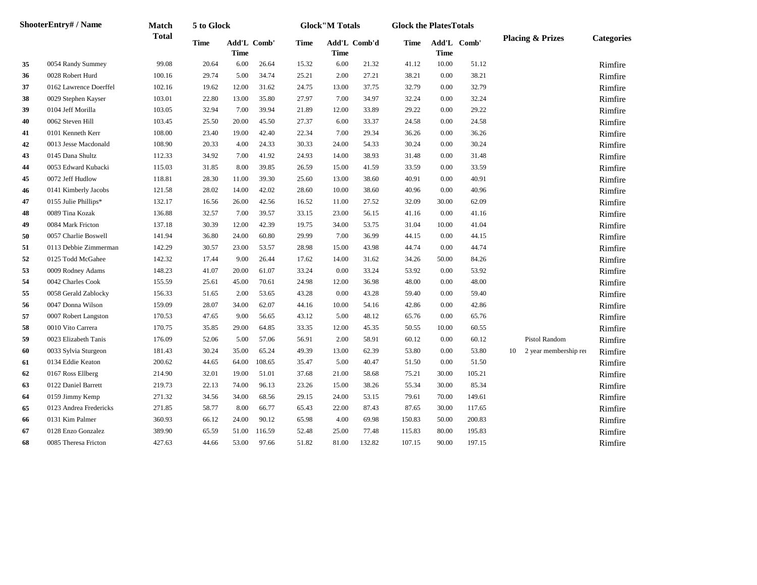| Shooter | Entry# / Name | Match Total | 5 to Glock | | | Glock"M Totals | | | Glock the Plates Totals | | | Placing & Prizes | | Categories |
|---|---|---|---|---|---|---|---|---|---|---|---|---|---|---|
| | | | Time | Add'L Time | Comb' | Time | Add'L Time | Comb'd | Time | Add'L Time | Comb' | | | |
| 35 | 0054 Randy Summey | 99.08 | 20.64 | 6.00 | 26.64 | 15.32 | 6.00 | 21.32 | 41.12 | 10.00 | 51.12 | | | Rimfire |
| 36 | 0028 Robert Hurd | 100.16 | 29.74 | 5.00 | 34.74 | 25.21 | 2.00 | 27.21 | 38.21 | 0.00 | 38.21 | | | Rimfire |
| 37 | 0162 Lawrence Doerffel | 102.16 | 19.62 | 12.00 | 31.62 | 24.75 | 13.00 | 37.75 | 32.79 | 0.00 | 32.79 | | | Rimfire |
| 38 | 0029 Stephen Kayser | 103.01 | 22.80 | 13.00 | 35.80 | 27.97 | 7.00 | 34.97 | 32.24 | 0.00 | 32.24 | | | Rimfire |
| 39 | 0104 Jeff Morilla | 103.05 | 32.94 | 7.00 | 39.94 | 21.89 | 12.00 | 33.89 | 29.22 | 0.00 | 29.22 | | | Rimfire |
| 40 | 0062 Steven Hill | 103.45 | 25.50 | 20.00 | 45.50 | 27.37 | 6.00 | 33.37 | 24.58 | 0.00 | 24.58 | | | Rimfire |
| 41 | 0101 Kenneth Kerr | 108.00 | 23.40 | 19.00 | 42.40 | 22.34 | 7.00 | 29.34 | 36.26 | 0.00 | 36.26 | | | Rimfire |
| 42 | 0013 Jesse Macdonald | 108.90 | 20.33 | 4.00 | 24.33 | 30.33 | 24.00 | 54.33 | 30.24 | 0.00 | 30.24 | | | Rimfire |
| 43 | 0145 Dana Shultz | 112.33 | 34.92 | 7.00 | 41.92 | 24.93 | 14.00 | 38.93 | 31.48 | 0.00 | 31.48 | | | Rimfire |
| 44 | 0053 Edward Kubacki | 115.03 | 31.85 | 8.00 | 39.85 | 26.59 | 15.00 | 41.59 | 33.59 | 0.00 | 33.59 | | | Rimfire |
| 45 | 0072 Jeff Hudlow | 118.81 | 28.30 | 11.00 | 39.30 | 25.60 | 13.00 | 38.60 | 40.91 | 0.00 | 40.91 | | | Rimfire |
| 46 | 0141 Kimberly Jacobs | 121.58 | 28.02 | 14.00 | 42.02 | 28.60 | 10.00 | 38.60 | 40.96 | 0.00 | 40.96 | | | Rimfire |
| 47 | 0155 Julie Phillips* | 132.17 | 16.56 | 26.00 | 42.56 | 16.52 | 11.00 | 27.52 | 32.09 | 30.00 | 62.09 | | | Rimfire |
| 48 | 0089 Tina Kozak | 136.88 | 32.57 | 7.00 | 39.57 | 33.15 | 23.00 | 56.15 | 41.16 | 0.00 | 41.16 | | | Rimfire |
| 49 | 0084 Mark Fricton | 137.18 | 30.39 | 12.00 | 42.39 | 19.75 | 34.00 | 53.75 | 31.04 | 10.00 | 41.04 | | | Rimfire |
| 50 | 0057 Charlie Boswell | 141.94 | 36.80 | 24.00 | 60.80 | 29.99 | 7.00 | 36.99 | 44.15 | 0.00 | 44.15 | | | Rimfire |
| 51 | 0113 Debbie Zimmerman | 142.29 | 30.57 | 23.00 | 53.57 | 28.98 | 15.00 | 43.98 | 44.74 | 0.00 | 44.74 | | | Rimfire |
| 52 | 0125 Todd McGahee | 142.32 | 17.44 | 9.00 | 26.44 | 17.62 | 14.00 | 31.62 | 34.26 | 50.00 | 84.26 | | | Rimfire |
| 53 | 0009 Rodney Adams | 148.23 | 41.07 | 20.00 | 61.07 | 33.24 | 0.00 | 33.24 | 53.92 | 0.00 | 53.92 | | | Rimfire |
| 54 | 0042 Charles Cook | 155.59 | 25.61 | 45.00 | 70.61 | 24.98 | 12.00 | 36.98 | 48.00 | 0.00 | 48.00 | | | Rimfire |
| 55 | 0058 Gerald Zablocky | 156.33 | 51.65 | 2.00 | 53.65 | 43.28 | 0.00 | 43.28 | 59.40 | 0.00 | 59.40 | | | Rimfire |
| 56 | 0047 Donna Wilson | 159.09 | 28.07 | 34.00 | 62.07 | 44.16 | 10.00 | 54.16 | 42.86 | 0.00 | 42.86 | | | Rimfire |
| 57 | 0007 Robert Langston | 170.53 | 47.65 | 9.00 | 56.65 | 43.12 | 5.00 | 48.12 | 65.76 | 0.00 | 65.76 | | | Rimfire |
| 58 | 0010 Vito Carrera | 170.75 | 35.85 | 29.00 | 64.85 | 33.35 | 12.00 | 45.35 | 50.55 | 10.00 | 60.55 | | | Rimfire |
| 59 | 0023 Elizabeth Tanis | 176.09 | 52.06 | 5.00 | 57.06 | 56.91 | 2.00 | 58.91 | 60.12 | 0.00 | 60.12 | | Pistol Random | Rimfire |
| 60 | 0033 Sylvia Sturgeon | 181.43 | 30.24 | 35.00 | 65.24 | 49.39 | 13.00 | 62.39 | 53.80 | 0.00 | 53.80 | 10 | 2 year membership re | Rimfire |
| 61 | 0134 Eddie Keaton | 200.62 | 44.65 | 64.00 | 108.65 | 35.47 | 5.00 | 40.47 | 51.50 | 0.00 | 51.50 | | | Rimfire |
| 62 | 0167 Ross Ellberg | 214.90 | 32.01 | 19.00 | 51.01 | 37.68 | 21.00 | 58.68 | 75.21 | 30.00 | 105.21 | | | Rimfire |
| 63 | 0122 Daniel Barrett | 219.73 | 22.13 | 74.00 | 96.13 | 23.26 | 15.00 | 38.26 | 55.34 | 30.00 | 85.34 | | | Rimfire |
| 64 | 0159 Jimmy Kemp | 271.32 | 34.56 | 34.00 | 68.56 | 29.15 | 24.00 | 53.15 | 79.61 | 70.00 | 149.61 | | | Rimfire |
| 65 | 0123 Andrea Fredericks | 271.85 | 58.77 | 8.00 | 66.77 | 65.43 | 22.00 | 87.43 | 87.65 | 30.00 | 117.65 | | | Rimfire |
| 66 | 0131 Kim Palmer | 360.93 | 66.12 | 24.00 | 90.12 | 65.98 | 4.00 | 69.98 | 150.83 | 50.00 | 200.83 | | | Rimfire |
| 67 | 0128 Enzo Gonzalez | 389.90 | 65.59 | 51.00 | 116.59 | 52.48 | 25.00 | 77.48 | 115.83 | 80.00 | 195.83 | | | Rimfire |
| 68 | 0085 Theresa Fricton | 427.63 | 44.66 | 53.00 | 97.66 | 51.82 | 81.00 | 132.82 | 107.15 | 90.00 | 197.15 | | | Rimfire |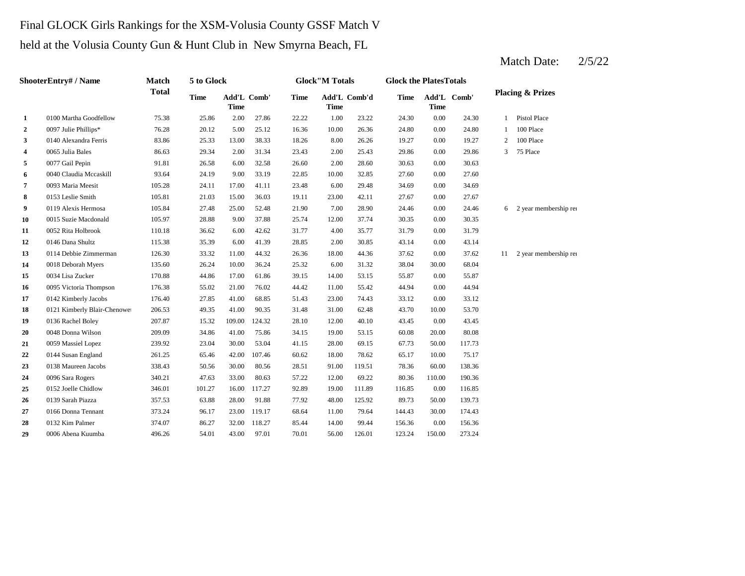Final GLOCK Girls Rankings for the XSM-Volusia County GSSF Match V

held at the Volusia County Gun & Hunt Club in New Smyrna Beach, FL

Match Date: 2/5/22

| Shooter | Entry# / Name | Match Total | 5 to Glock | | | Glock"M Totals | | | Glock the Plates Totals | | | Placing & Prizes | |
|---|---|---|---|---|---|---|---|---|---|---|---|---|---|
| | | | Time | Add'L Time | Comb' | Time | Add'L Time | Comb'd | Time | Add'L Time | Comb' | | |
| 1 | 0100 Martha Goodfellow | 75.38 | 25.86 | 2.00 | 27.86 | 22.22 | 1.00 | 23.22 | 24.30 | 0.00 | 24.30 | 1 | Pistol Place |
| 2 | 0097 Julie Phillips* | 76.28 | 20.12 | 5.00 | 25.12 | 16.36 | 10.00 | 26.36 | 24.80 | 0.00 | 24.80 | 1 | 100 Place |
| 3 | 0140 Alexandra Ferris | 83.86 | 25.33 | 13.00 | 38.33 | 18.26 | 8.00 | 26.26 | 19.27 | 0.00 | 19.27 | 2 | 100 Place |
| 4 | 0065 Julia Bales | 86.63 | 29.34 | 2.00 | 31.34 | 23.43 | 2.00 | 25.43 | 29.86 | 0.00 | 29.86 | 3 | 75 Place |
| 5 | 0077 Gail Pepin | 91.81 | 26.58 | 6.00 | 32.58 | 26.60 | 2.00 | 28.60 | 30.63 | 0.00 | 30.63 | | |
| 6 | 0040 Claudia Mccaskill | 93.64 | 24.19 | 9.00 | 33.19 | 22.85 | 10.00 | 32.85 | 27.60 | 0.00 | 27.60 | | |
| 7 | 0093 Maria Meesit | 105.28 | 24.11 | 17.00 | 41.11 | 23.48 | 6.00 | 29.48 | 34.69 | 0.00 | 34.69 | | |
| 8 | 0153 Leslie Smith | 105.81 | 21.03 | 15.00 | 36.03 | 19.11 | 23.00 | 42.11 | 27.67 | 0.00 | 27.67 | | |
| 9 | 0119 Alexis Hermosa | 105.84 | 27.48 | 25.00 | 52.48 | 21.90 | 7.00 | 28.90 | 24.46 | 0.00 | 24.46 | 6 | 2 year membership re |
| 10 | 0015 Suzie Macdonald | 105.97 | 28.88 | 9.00 | 37.88 | 25.74 | 12.00 | 37.74 | 30.35 | 0.00 | 30.35 | | |
| 11 | 0052 Rita Holbrook | 110.18 | 36.62 | 6.00 | 42.62 | 31.77 | 4.00 | 35.77 | 31.79 | 0.00 | 31.79 | | |
| 12 | 0146 Dana Shultz | 115.38 | 35.39 | 6.00 | 41.39 | 28.85 | 2.00 | 30.85 | 43.14 | 0.00 | 43.14 | | |
| 13 | 0114 Debbie Zimmerman | 126.30 | 33.32 | 11.00 | 44.32 | 26.36 | 18.00 | 44.36 | 37.62 | 0.00 | 37.62 | 11 | 2 year membership re |
| 14 | 0018 Deborah Myers | 135.60 | 26.24 | 10.00 | 36.24 | 25.32 | 6.00 | 31.32 | 38.04 | 30.00 | 68.04 | | |
| 15 | 0034 Lisa Zucker | 170.88 | 44.86 | 17.00 | 61.86 | 39.15 | 14.00 | 53.15 | 55.87 | 0.00 | 55.87 | | |
| 16 | 0095 Victoria Thompson | 176.38 | 55.02 | 21.00 | 76.02 | 44.42 | 11.00 | 55.42 | 44.94 | 0.00 | 44.94 | | |
| 17 | 0142 Kimberly Jacobs | 176.40 | 27.85 | 41.00 | 68.85 | 51.43 | 23.00 | 74.43 | 33.12 | 0.00 | 33.12 | | |
| 18 | 0121 Kimberly Blair-Chenowe | 206.53 | 49.35 | 41.00 | 90.35 | 31.48 | 31.00 | 62.48 | 43.70 | 10.00 | 53.70 | | |
| 19 | 0136 Rachel Boley | 207.87 | 15.32 | 109.00 | 124.32 | 28.10 | 12.00 | 40.10 | 43.45 | 0.00 | 43.45 | | |
| 20 | 0048 Donna Wilson | 209.09 | 34.86 | 41.00 | 75.86 | 34.15 | 19.00 | 53.15 | 60.08 | 20.00 | 80.08 | | |
| 21 | 0059 Massiel Lopez | 239.92 | 23.04 | 30.00 | 53.04 | 41.15 | 28.00 | 69.15 | 67.73 | 50.00 | 117.73 | | |
| 22 | 0144 Susan England | 261.25 | 65.46 | 42.00 | 107.46 | 60.62 | 18.00 | 78.62 | 65.17 | 10.00 | 75.17 | | |
| 23 | 0138 Maureen Jacobs | 338.43 | 50.56 | 30.00 | 80.56 | 28.51 | 91.00 | 119.51 | 78.36 | 60.00 | 138.36 | | |
| 24 | 0096 Sara Rogers | 340.21 | 47.63 | 33.00 | 80.63 | 57.22 | 12.00 | 69.22 | 80.36 | 110.00 | 190.36 | | |
| 25 | 0152 Joelle Chidlow | 346.01 | 101.27 | 16.00 | 117.27 | 92.89 | 19.00 | 111.89 | 116.85 | 0.00 | 116.85 | | |
| 26 | 0139 Sarah Piazza | 357.53 | 63.88 | 28.00 | 91.88 | 77.92 | 48.00 | 125.92 | 89.73 | 50.00 | 139.73 | | |
| 27 | 0166 Donna Tennant | 373.24 | 96.17 | 23.00 | 119.17 | 68.64 | 11.00 | 79.64 | 144.43 | 30.00 | 174.43 | | |
| 28 | 0132 Kim Palmer | 374.07 | 86.27 | 32.00 | 118.27 | 85.44 | 14.00 | 99.44 | 156.36 | 0.00 | 156.36 | | |
| 29 | 0006 Abena Kuumba | 496.26 | 54.01 | 43.00 | 97.01 | 70.01 | 56.00 | 126.01 | 123.24 | 150.00 | 273.24 | | |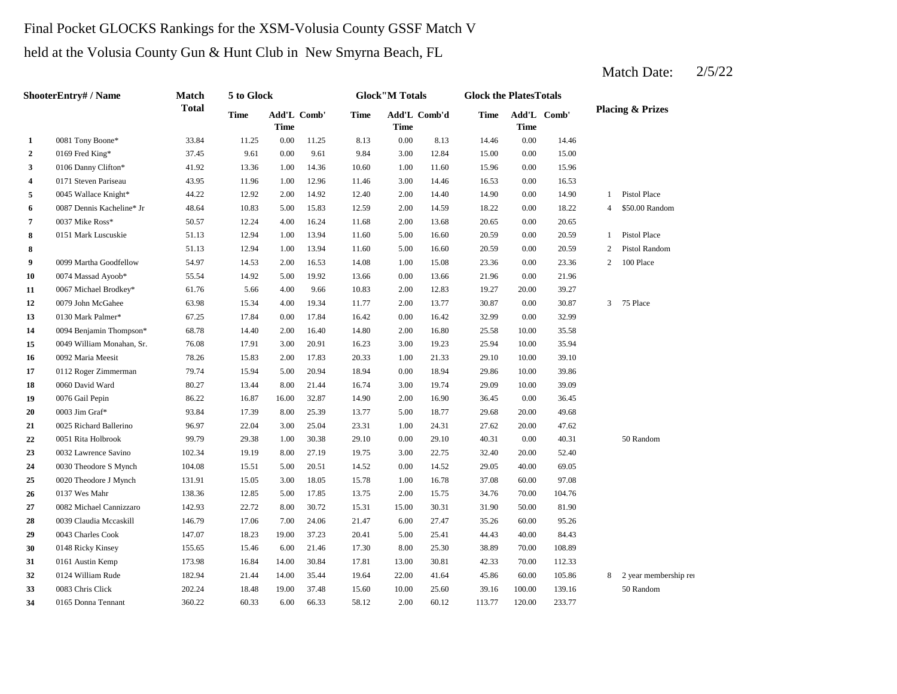Final Pocket GLOCKS Rankings for the XSM-Volusia County GSSF Match V

held at the Volusia County Gun & Hunt Club in New Smyrna Beach, FL

Match Date: 2/5/22

| | ShooterEntry# / Name | Match Total | 5 to Glock | | | Glock"M Totals | | | Glock the PlatesTotals | | | Placing & Prizes | |
|---|---|---|---|---|---|---|---|---|---|---|---|---|---|
| | | | Time | Add'L Time | Comb' | Time | Add'L Time | Comb'd | Time | Add'L Time | Comb' | | |
| 1 | 0081 Tony Boone* | 33.84 | 11.25 | 0.00 | 11.25 | 8.13 | 0.00 | 8.13 | 14.46 | 0.00 | 14.46 | | |
| 2 | 0169 Fred King* | 37.45 | 9.61 | 0.00 | 9.61 | 9.84 | 3.00 | 12.84 | 15.00 | 0.00 | 15.00 | | |
| 3 | 0106 Danny Clifton* | 41.92 | 13.36 | 1.00 | 14.36 | 10.60 | 1.00 | 11.60 | 15.96 | 0.00 | 15.96 | | |
| 4 | 0171 Steven Pariseau | 43.95 | 11.96 | 1.00 | 12.96 | 11.46 | 3.00 | 14.46 | 16.53 | 0.00 | 16.53 | | |
| 5 | 0045 Wallace Knight* | 44.22 | 12.92 | 2.00 | 14.92 | 12.40 | 2.00 | 14.40 | 14.90 | 0.00 | 14.90 | 1 | Pistol Place |
| 6 | 0087 Dennis Kacheline* Jr | 48.64 | 10.83 | 5.00 | 15.83 | 12.59 | 2.00 | 14.59 | 18.22 | 0.00 | 18.22 | 4 | $50.00 Random |
| 7 | 0037 Mike Ross* | 50.57 | 12.24 | 4.00 | 16.24 | 11.68 | 2.00 | 13.68 | 20.65 | 0.00 | 20.65 | | |
| 8 | 0151 Mark Luscuskie | 51.13 | 12.94 | 1.00 | 13.94 | 11.60 | 5.00 | 16.60 | 20.59 | 0.00 | 20.59 | 1 | Pistol Place |
| 8 | | 51.13 | 12.94 | 1.00 | 13.94 | 11.60 | 5.00 | 16.60 | 20.59 | 0.00 | 20.59 | 2 | Pistol Random |
| 9 | 0099 Martha Goodfellow | 54.97 | 14.53 | 2.00 | 16.53 | 14.08 | 1.00 | 15.08 | 23.36 | 0.00 | 23.36 | 2 | 100 Place |
| 10 | 0074 Massad Ayoob* | 55.54 | 14.92 | 5.00 | 19.92 | 13.66 | 0.00 | 13.66 | 21.96 | 0.00 | 21.96 | | |
| 11 | 0067 Michael Brodkey* | 61.76 | 5.66 | 4.00 | 9.66 | 10.83 | 2.00 | 12.83 | 19.27 | 20.00 | 39.27 | | |
| 12 | 0079 John McGahee | 63.98 | 15.34 | 4.00 | 19.34 | 11.77 | 2.00 | 13.77 | 30.87 | 0.00 | 30.87 | 3 | 75 Place |
| 13 | 0130 Mark Palmer* | 67.25 | 17.84 | 0.00 | 17.84 | 16.42 | 0.00 | 16.42 | 32.99 | 0.00 | 32.99 | | |
| 14 | 0094 Benjamin Thompson* | 68.78 | 14.40 | 2.00 | 16.40 | 14.80 | 2.00 | 16.80 | 25.58 | 10.00 | 35.58 | | |
| 15 | 0049 William Monahan, Sr. | 76.08 | 17.91 | 3.00 | 20.91 | 16.23 | 3.00 | 19.23 | 25.94 | 10.00 | 35.94 | | |
| 16 | 0092 Maria Meesit | 78.26 | 15.83 | 2.00 | 17.83 | 20.33 | 1.00 | 21.33 | 29.10 | 10.00 | 39.10 | | |
| 17 | 0112 Roger Zimmerman | 79.74 | 15.94 | 5.00 | 20.94 | 18.94 | 0.00 | 18.94 | 29.86 | 10.00 | 39.86 | | |
| 18 | 0060 David Ward | 80.27 | 13.44 | 8.00 | 21.44 | 16.74 | 3.00 | 19.74 | 29.09 | 10.00 | 39.09 | | |
| 19 | 0076 Gail Pepin | 86.22 | 16.87 | 16.00 | 32.87 | 14.90 | 2.00 | 16.90 | 36.45 | 0.00 | 36.45 | | |
| 20 | 0003 Jim Graf* | 93.84 | 17.39 | 8.00 | 25.39 | 13.77 | 5.00 | 18.77 | 29.68 | 20.00 | 49.68 | | |
| 21 | 0025 Richard Ballerino | 96.97 | 22.04 | 3.00 | 25.04 | 23.31 | 1.00 | 24.31 | 27.62 | 20.00 | 47.62 | | |
| 22 | 0051 Rita Holbrook | 99.79 | 29.38 | 1.00 | 30.38 | 29.10 | 0.00 | 29.10 | 40.31 | 0.00 | 40.31 | | 50 Random |
| 23 | 0032 Lawrence Savino | 102.34 | 19.19 | 8.00 | 27.19 | 19.75 | 3.00 | 22.75 | 32.40 | 20.00 | 52.40 | | |
| 24 | 0030 Theodore S Mynch | 104.08 | 15.51 | 5.00 | 20.51 | 14.52 | 0.00 | 14.52 | 29.05 | 40.00 | 69.05 | | |
| 25 | 0020 Theodore J Mynch | 131.91 | 15.05 | 3.00 | 18.05 | 15.78 | 1.00 | 16.78 | 37.08 | 60.00 | 97.08 | | |
| 26 | 0137 Wes Mahr | 138.36 | 12.85 | 5.00 | 17.85 | 13.75 | 2.00 | 15.75 | 34.76 | 70.00 | 104.76 | | |
| 27 | 0082 Michael Cannizzaro | 142.93 | 22.72 | 8.00 | 30.72 | 15.31 | 15.00 | 30.31 | 31.90 | 50.00 | 81.90 | | |
| 28 | 0039 Claudia Mccaskill | 146.79 | 17.06 | 7.00 | 24.06 | 21.47 | 6.00 | 27.47 | 35.26 | 60.00 | 95.26 | | |
| 29 | 0043 Charles Cook | 147.07 | 18.23 | 19.00 | 37.23 | 20.41 | 5.00 | 25.41 | 44.43 | 40.00 | 84.43 | | |
| 30 | 0148 Ricky Kinsey | 155.65 | 15.46 | 6.00 | 21.46 | 17.30 | 8.00 | 25.30 | 38.89 | 70.00 | 108.89 | | |
| 31 | 0161 Austin Kemp | 173.98 | 16.84 | 14.00 | 30.84 | 17.81 | 13.00 | 30.81 | 42.33 | 70.00 | 112.33 | | |
| 32 | 0124 William Rude | 182.94 | 21.44 | 14.00 | 35.44 | 19.64 | 22.00 | 41.64 | 45.86 | 60.00 | 105.86 | 8 | 2 year membership re |
| 33 | 0083 Chris Click | 202.24 | 18.48 | 19.00 | 37.48 | 15.60 | 10.00 | 25.60 | 39.16 | 100.00 | 139.16 | | 50 Random |
| 34 | 0165 Donna Tennant | 360.22 | 60.33 | 6.00 | 66.33 | 58.12 | 2.00 | 60.12 | 113.77 | 120.00 | 233.77 | | |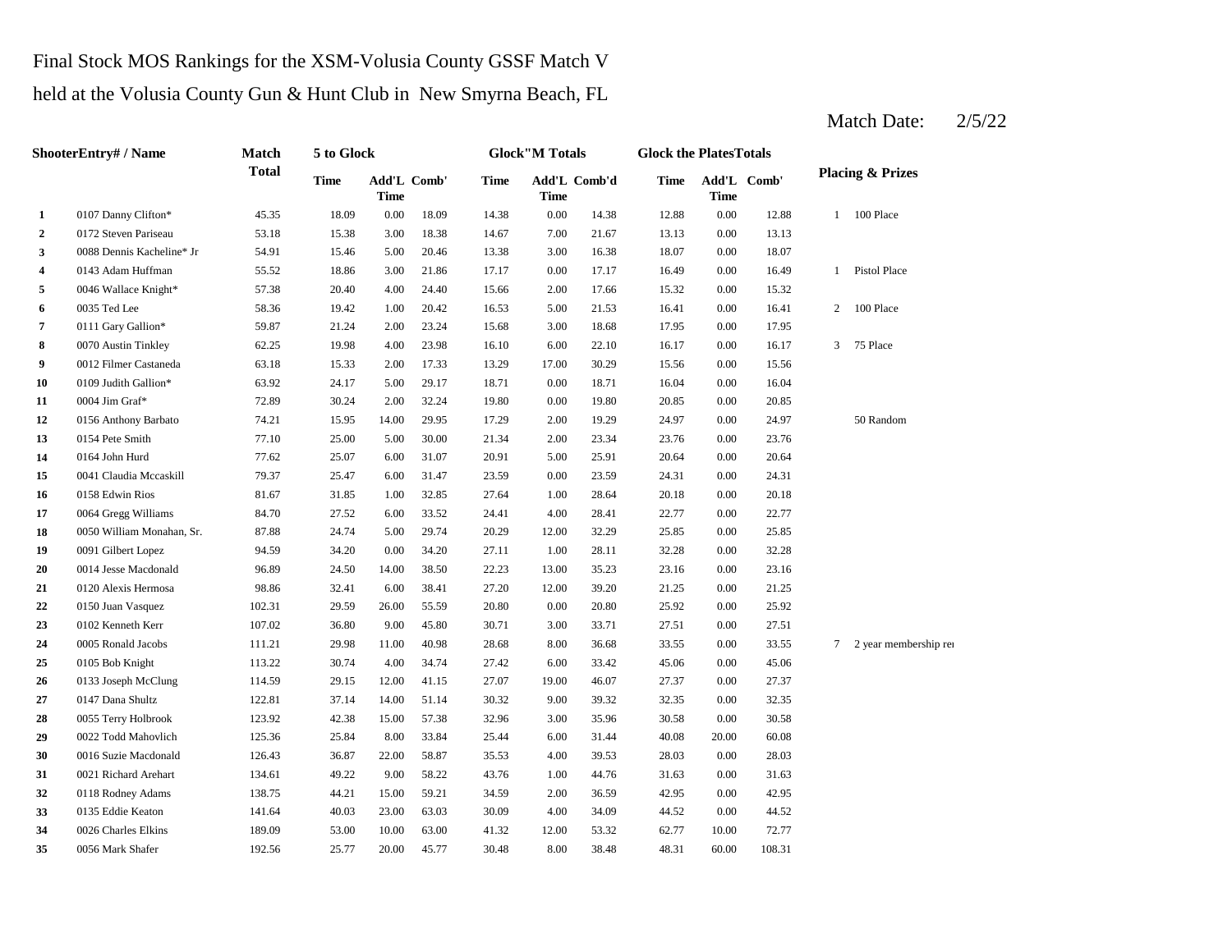Final Stock MOS Rankings for the XSM-Volusia County GSSF Match V

held at the Volusia County Gun & Hunt Club in New Smyrna Beach, FL

Match Date: 2/5/22

| Shooter | Entry# / Name | Match Total | 5 to Glock | | | Glock"M Totals | | | Glock the Plates Totals | | | Placing & Prizes | |
|---|---|---|---|---|---|---|---|---|---|---|---|---|---|
| | | | Time | Add'L Time | Comb' | Time | Add'L Time | Comb'd | Time | Add'L Time | Comb' | | |
| **1** | 0107 Danny Clifton* | 45.35 | 18.09 | 0.00 | 18.09 | 14.38 | 0.00 | 14.38 | 12.88 | 0.00 | 12.88 | 1 | 100 Place |
| **2** | 0172 Steven Pariseau | 53.18 | 15.38 | 3.00 | 18.38 | 14.67 | 7.00 | 21.67 | 13.13 | 0.00 | 13.13 | | |
| **3** | 0088 Dennis Kacheline* Jr | 54.91 | 15.46 | 5.00 | 20.46 | 13.38 | 3.00 | 16.38 | 18.07 | 0.00 | 18.07 | | |
| **4** | 0143 Adam Huffman | 55.52 | 18.86 | 3.00 | 21.86 | 17.17 | 0.00 | 17.17 | 16.49 | 0.00 | 16.49 | 1 | Pistol Place |
| **5** | 0046 Wallace Knight* | 57.38 | 20.40 | 4.00 | 24.40 | 15.66 | 2.00 | 17.66 | 15.32 | 0.00 | 15.32 | | |
| **6** | 0035 Ted Lee | 58.36 | 19.42 | 1.00 | 20.42 | 16.53 | 5.00 | 21.53 | 16.41 | 0.00 | 16.41 | 2 | 100 Place |
| **7** | 0111 Gary Gallion* | 59.87 | 21.24 | 2.00 | 23.24 | 15.68 | 3.00 | 18.68 | 17.95 | 0.00 | 17.95 | | |
| **8** | 0070 Austin Tinkley | 62.25 | 19.98 | 4.00 | 23.98 | 16.10 | 6.00 | 22.10 | 16.17 | 0.00 | 16.17 | 3 | 75 Place |
| **9** | 0012 Filmer Castaneda | 63.18 | 15.33 | 2.00 | 17.33 | 13.29 | 17.00 | 30.29 | 15.56 | 0.00 | 15.56 | | |
| **10** | 0109 Judith Gallion* | 63.92 | 24.17 | 5.00 | 29.17 | 18.71 | 0.00 | 18.71 | 16.04 | 0.00 | 16.04 | | |
| **11** | 0004 Jim Graf* | 72.89 | 30.24 | 2.00 | 32.24 | 19.80 | 0.00 | 19.80 | 20.85 | 0.00 | 20.85 | | |
| **12** | 0156 Anthony Barbato | 74.21 | 15.95 | 14.00 | 29.95 | 17.29 | 2.00 | 19.29 | 24.97 | 0.00 | 24.97 | | 50 Random |
| **13** | 0154 Pete Smith | 77.10 | 25.00 | 5.00 | 30.00 | 21.34 | 2.00 | 23.34 | 23.76 | 0.00 | 23.76 | | |
| **14** | 0164 John Hurd | 77.62 | 25.07 | 6.00 | 31.07 | 20.91 | 5.00 | 25.91 | 20.64 | 0.00 | 20.64 | | |
| **15** | 0041 Claudia Mccaskill | 79.37 | 25.47 | 6.00 | 31.47 | 23.59 | 0.00 | 23.59 | 24.31 | 0.00 | 24.31 | | |
| **16** | 0158 Edwin Rios | 81.67 | 31.85 | 1.00 | 32.85 | 27.64 | 1.00 | 28.64 | 20.18 | 0.00 | 20.18 | | |
| **17** | 0064 Gregg Williams | 84.70 | 27.52 | 6.00 | 33.52 | 24.41 | 4.00 | 28.41 | 22.77 | 0.00 | 22.77 | | |
| **18** | 0050 William Monahan, Sr. | 87.88 | 24.74 | 5.00 | 29.74 | 20.29 | 12.00 | 32.29 | 25.85 | 0.00 | 25.85 | | |
| **19** | 0091 Gilbert Lopez | 94.59 | 34.20 | 0.00 | 34.20 | 27.11 | 1.00 | 28.11 | 32.28 | 0.00 | 32.28 | | |
| **20** | 0014 Jesse Macdonald | 96.89 | 24.50 | 14.00 | 38.50 | 22.23 | 13.00 | 35.23 | 23.16 | 0.00 | 23.16 | | |
| **21** | 0120 Alexis Hermosa | 98.86 | 32.41 | 6.00 | 38.41 | 27.20 | 12.00 | 39.20 | 21.25 | 0.00 | 21.25 | | |
| **22** | 0150 Juan Vasquez | 102.31 | 29.59 | 26.00 | 55.59 | 20.80 | 0.00 | 20.80 | 25.92 | 0.00 | 25.92 | | |
| **23** | 0102 Kenneth Kerr | 107.02 | 36.80 | 9.00 | 45.80 | 30.71 | 3.00 | 33.71 | 27.51 | 0.00 | 27.51 | | |
| **24** | 0005 Ronald Jacobs | 111.21 | 29.98 | 11.00 | 40.98 | 28.68 | 8.00 | 36.68 | 33.55 | 0.00 | 33.55 | 7 | 2 year membership re |
| **25** | 0105 Bob Knight | 113.22 | 30.74 | 4.00 | 34.74 | 27.42 | 6.00 | 33.42 | 45.06 | 0.00 | 45.06 | | |
| **26** | 0133 Joseph McClung | 114.59 | 29.15 | 12.00 | 41.15 | 27.07 | 19.00 | 46.07 | 27.37 | 0.00 | 27.37 | | |
| **27** | 0147 Dana Shultz | 122.81 | 37.14 | 14.00 | 51.14 | 30.32 | 9.00 | 39.32 | 32.35 | 0.00 | 32.35 | | |
| **28** | 0055 Terry Holbrook | 123.92 | 42.38 | 15.00 | 57.38 | 32.96 | 3.00 | 35.96 | 30.58 | 0.00 | 30.58 | | |
| **29** | 0022 Todd Mahovlich | 125.36 | 25.84 | 8.00 | 33.84 | 25.44 | 6.00 | 31.44 | 40.08 | 20.00 | 60.08 | | |
| **30** | 0016 Suzie Macdonald | 126.43 | 36.87 | 22.00 | 58.87 | 35.53 | 4.00 | 39.53 | 28.03 | 0.00 | 28.03 | | |
| **31** | 0021 Richard Arehart | 134.61 | 49.22 | 9.00 | 58.22 | 43.76 | 1.00 | 44.76 | 31.63 | 0.00 | 31.63 | | |
| **32** | 0118 Rodney Adams | 138.75 | 44.21 | 15.00 | 59.21 | 34.59 | 2.00 | 36.59 | 42.95 | 0.00 | 42.95 | | |
| **33** | 0135 Eddie Keaton | 141.64 | 40.03 | 23.00 | 63.03 | 30.09 | 4.00 | 34.09 | 44.52 | 0.00 | 44.52 | | |
| **34** | 0026 Charles Elkins | 189.09 | 53.00 | 10.00 | 63.00 | 41.32 | 12.00 | 53.32 | 62.77 | 10.00 | 72.77 | | |
| **35** | 0056 Mark Shafer | 192.56 | 25.77 | 20.00 | 45.77 | 30.48 | 8.00 | 38.48 | 48.31 | 60.00 | 108.31 | | |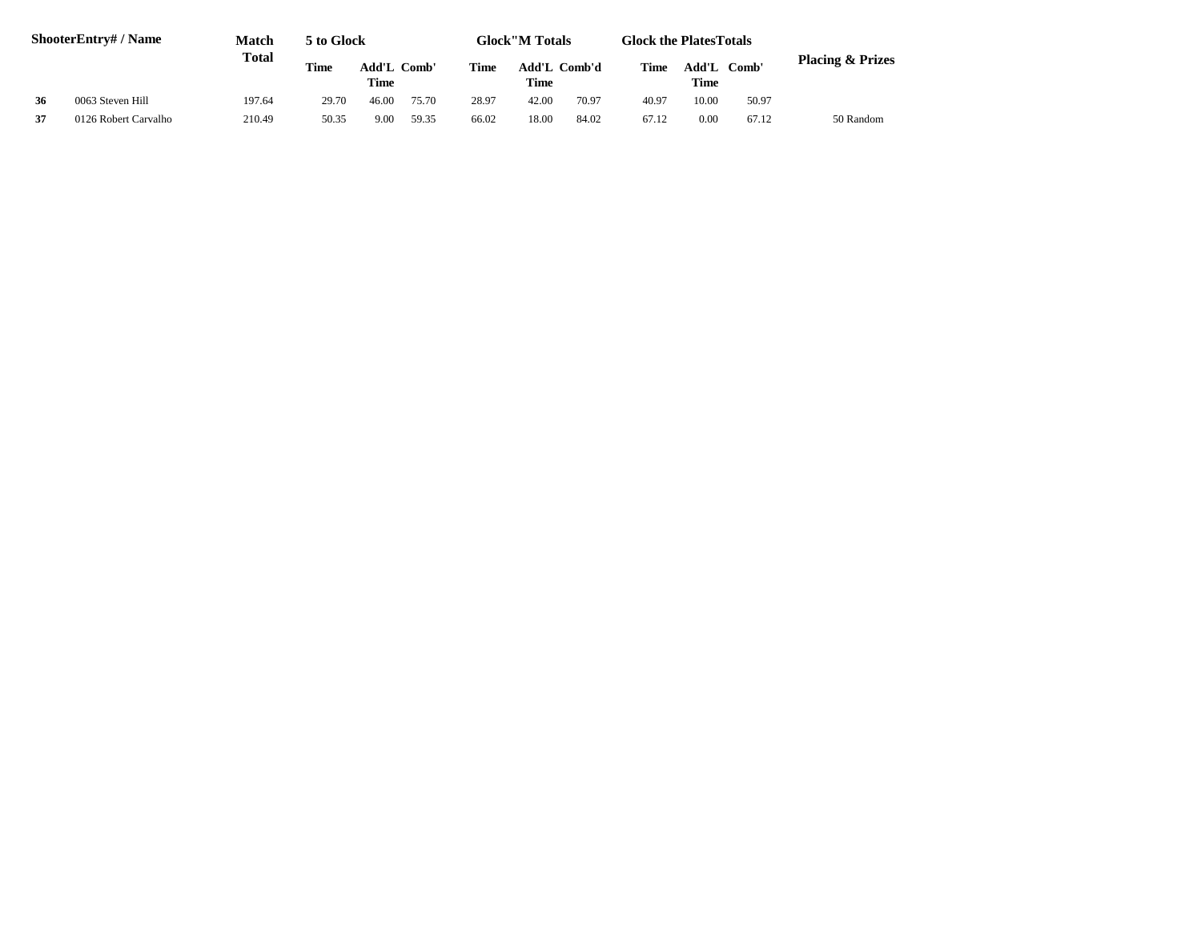| Shooter | Entry# / Name | Match Total | 5 to Glock | | | Glock"M Totals | | | Glock the Plates Totals | | | Placing & Prizes |
|---|---|---|---|---|---|---|---|---|---|---|---|---|
| | | | Time | Add'L Time | Comb' | Time | Add'L Time | Comb'd | Time | Add'L Time | Comb' | |
| **36** | 0063 Steven Hill | 197.64 | 29.70 | 46.00 | 75.70 | 28.97 | 42.00 | 70.97 | 40.97 | 10.00 | 50.97 | |
| **37** | 0126 Robert Carvalho | 210.49 | 50.35 | 9.00 | 59.35 | 66.02 | 18.00 | 84.02 | 67.12 | 0.00 | 67.12 | 50 Random |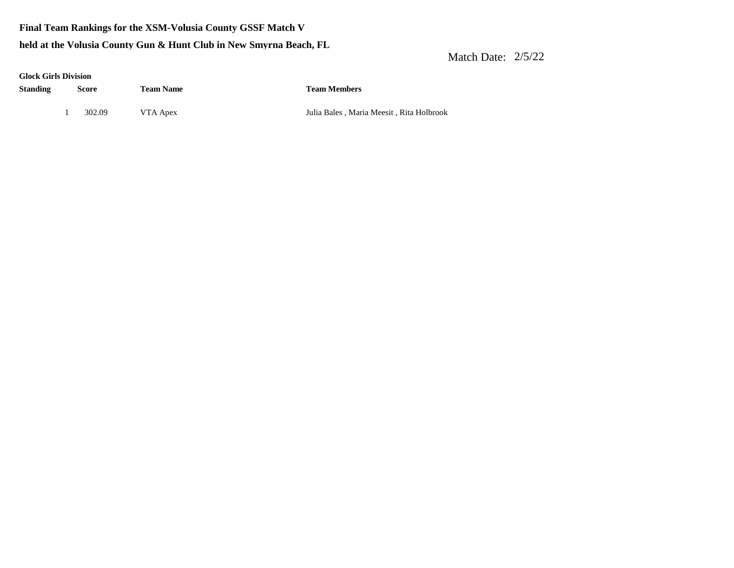**Final Team Rankings for the XSM-Volusia County GSSF Match V**

**held at the Volusia County Gun & Hunt Club in New Smyrna Beach, FL**

Match Date: 2/5/22

**Glock Girls Division**

| Standing | Score | Team Name | Team Members |
| --- | --- | --- | --- |
| 1 | 302.09 | VTA Apex | Julia Bales , Maria Meesit , Rita Holbrook |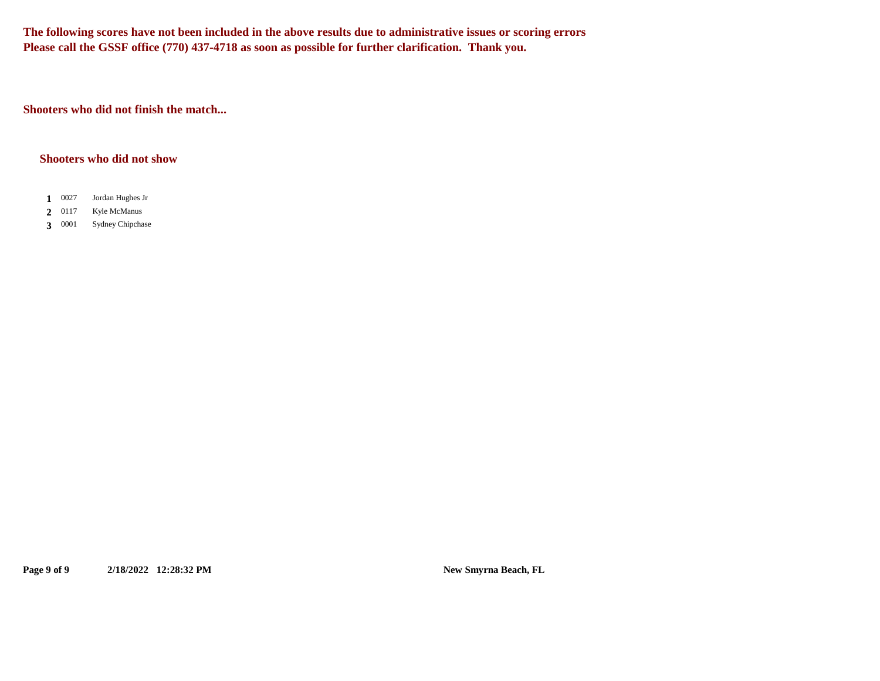**The following scores have not been included in the above results due to administrative issues or scoring errors**
**Please call the GSSF office (770) 437-4718 as soon as possible for further clarification. Thank you.**

**Shooters who did not finish the match...**

**Shooters who did not show**

| | | |
|---|---|---|
| **1** | 0027 | Jordan Hughes Jr |
| **2** | 0117 | Kyle McManus |
| **3** | 0001 | Sydney Chipchase |

**2/18/2022 12:28:32 PM** **New Smyrna Beach, FL**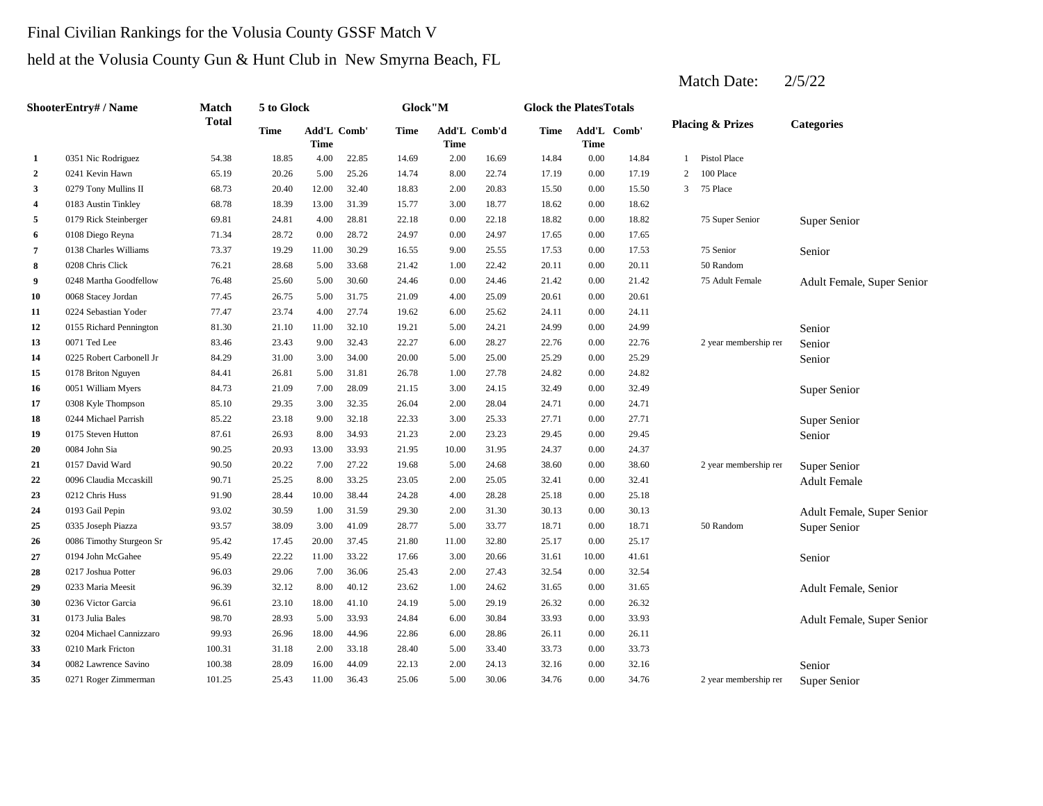Final Civilian Rankings for the Volusia County GSSF Match V

held at the Volusia County Gun & Hunt Club in New Smyrna Beach, FL

Match Date: 2/5/22

| Shooter | Entry# / Name | Match Total | 5 to Glock Time | 5 to Glock Add'L Time | 5 to Glock Comb' | Glock"M Time | Glock"M Add'L Time | Glock"M Comb'd | Glock the Plates Time | Glock the Plates Add'L Time | Glock the Plates Comb' | Placing & Prizes | | Categories |
|---|---|---|---|---|---|---|---|---|---|---|---|---|---|---|
| 1 | 0351 Nic Rodriguez | 54.38 | 18.85 | 4.00 | 22.85 | 14.69 | 2.00 | 16.69 | 14.84 | 0.00 | 14.84 | 1 | Pistol Place | |
| 2 | 0241 Kevin Hawn | 65.19 | 20.26 | 5.00 | 25.26 | 14.74 | 8.00 | 22.74 | 17.19 | 0.00 | 17.19 | 2 | 100 Place | |
| 3 | 0279 Tony Mullins II | 68.73 | 20.40 | 12.00 | 32.40 | 18.83 | 2.00 | 20.83 | 15.50 | 0.00 | 15.50 | 3 | 75 Place | |
| 4 | 0183 Austin Tinkley | 68.78 | 18.39 | 13.00 | 31.39 | 15.77 | 3.00 | 18.77 | 18.62 | 0.00 | 18.62 | | | |
| 5 | 0179 Rick Steinberger | 69.81 | 24.81 | 4.00 | 28.81 | 22.18 | 0.00 | 22.18 | 18.82 | 0.00 | 18.82 | | 75 Super Senior | Super Senior |
| 6 | 0108 Diego Reyna | 71.34 | 28.72 | 0.00 | 28.72 | 24.97 | 0.00 | 24.97 | 17.65 | 0.00 | 17.65 | | | |
| 7 | 0138 Charles Williams | 73.37 | 19.29 | 11.00 | 30.29 | 16.55 | 9.00 | 25.55 | 17.53 | 0.00 | 17.53 | | 75 Senior | Senior |
| 8 | 0208 Chris Click | 76.21 | 28.68 | 5.00 | 33.68 | 21.42 | 1.00 | 22.42 | 20.11 | 0.00 | 20.11 | | 50 Random | |
| 9 | 0248 Martha Goodfellow | 76.48 | 25.60 | 5.00 | 30.60 | 24.46 | 0.00 | 24.46 | 21.42 | 0.00 | 21.42 | | 75 Adult Female | Adult Female, Super Senior |
| 10 | 0068 Stacey Jordan | 77.45 | 26.75 | 5.00 | 31.75 | 21.09 | 4.00 | 25.09 | 20.61 | 0.00 | 20.61 | | | |
| 11 | 0224 Sebastian Yoder | 77.47 | 23.74 | 4.00 | 27.74 | 19.62 | 6.00 | 25.62 | 24.11 | 0.00 | 24.11 | | | |
| 12 | 0155 Richard Pennington | 81.30 | 21.10 | 11.00 | 32.10 | 19.21 | 5.00 | 24.21 | 24.99 | 0.00 | 24.99 | | | Senior |
| 13 | 0071 Ted Lee | 83.46 | 23.43 | 9.00 | 32.43 | 22.27 | 6.00 | 28.27 | 22.76 | 0.00 | 22.76 | | 2 year membership rer | Senior |
| 14 | 0225 Robert Carbonell Jr | 84.29 | 31.00 | 3.00 | 34.00 | 20.00 | 5.00 | 25.00 | 25.29 | 0.00 | 25.29 | | | Senior |
| 15 | 0178 Briton Nguyen | 84.41 | 26.81 | 5.00 | 31.81 | 26.78 | 1.00 | 27.78 | 24.82 | 0.00 | 24.82 | | | |
| 16 | 0051 William Myers | 84.73 | 21.09 | 7.00 | 28.09 | 21.15 | 3.00 | 24.15 | 32.49 | 0.00 | 32.49 | | | Super Senior |
| 17 | 0308 Kyle Thompson | 85.10 | 29.35 | 3.00 | 32.35 | 26.04 | 2.00 | 28.04 | 24.71 | 0.00 | 24.71 | | | |
| 18 | 0244 Michael Parrish | 85.22 | 23.18 | 9.00 | 32.18 | 22.33 | 3.00 | 25.33 | 27.71 | 0.00 | 27.71 | | | Super Senior |
| 19 | 0175 Steven Hutton | 87.61 | 26.93 | 8.00 | 34.93 | 21.23 | 2.00 | 23.23 | 29.45 | 0.00 | 29.45 | | | Senior |
| 20 | 0084 John Sia | 90.25 | 20.93 | 13.00 | 33.93 | 21.95 | 10.00 | 31.95 | 24.37 | 0.00 | 24.37 | | | |
| 21 | 0157 David Ward | 90.50 | 20.22 | 7.00 | 27.22 | 19.68 | 5.00 | 24.68 | 38.60 | 0.00 | 38.60 | | 2 year membership rer | Super Senior |
| 22 | 0096 Claudia Mccaskill | 90.71 | 25.25 | 8.00 | 33.25 | 23.05 | 2.00 | 25.05 | 32.41 | 0.00 | 32.41 | | | Adult Female |
| 23 | 0212 Chris Huss | 91.90 | 28.44 | 10.00 | 38.44 | 24.28 | 4.00 | 28.28 | 25.18 | 0.00 | 25.18 | | | |
| 24 | 0193 Gail Pepin | 93.02 | 30.59 | 1.00 | 31.59 | 29.30 | 2.00 | 31.30 | 30.13 | 0.00 | 30.13 | | | Adult Female, Super Senior |
| 25 | 0335 Joseph Piazza | 93.57 | 38.09 | 3.00 | 41.09 | 28.77 | 5.00 | 33.77 | 18.71 | 0.00 | 18.71 | | 50 Random | Super Senior |
| 26 | 0086 Timothy Sturgeon Sr | 95.42 | 17.45 | 20.00 | 37.45 | 21.80 | 11.00 | 32.80 | 25.17 | 0.00 | 25.17 | | | |
| 27 | 0194 John McGahee | 95.49 | 22.22 | 11.00 | 33.22 | 17.66 | 3.00 | 20.66 | 31.61 | 10.00 | 41.61 | | | Senior |
| 28 | 0217 Joshua Potter | 96.03 | 29.06 | 7.00 | 36.06 | 25.43 | 2.00 | 27.43 | 32.54 | 0.00 | 32.54 | | | |
| 29 | 0233 Maria Meesit | 96.39 | 32.12 | 8.00 | 40.12 | 23.62 | 1.00 | 24.62 | 31.65 | 0.00 | 31.65 | | | Adult Female, Senior |
| 30 | 0236 Victor Garcia | 96.61 | 23.10 | 18.00 | 41.10 | 24.19 | 5.00 | 29.19 | 26.32 | 0.00 | 26.32 | | | |
| 31 | 0173 Julia Bales | 98.70 | 28.93 | 5.00 | 33.93 | 24.84 | 6.00 | 30.84 | 33.93 | 0.00 | 33.93 | | | Adult Female, Super Senior |
| 32 | 0204 Michael Cannizzaro | 99.93 | 26.96 | 18.00 | 44.96 | 22.86 | 6.00 | 28.86 | 26.11 | 0.00 | 26.11 | | | |
| 33 | 0210 Mark Fricton | 100.31 | 31.18 | 2.00 | 33.18 | 28.40 | 5.00 | 33.40 | 33.73 | 0.00 | 33.73 | | | |
| 34 | 0082 Lawrence Savino | 100.38 | 28.09 | 16.00 | 44.09 | 22.13 | 2.00 | 24.13 | 32.16 | 0.00 | 32.16 | | | Senior |
| 35 | 0271 Roger Zimmerman | 101.25 | 25.43 | 11.00 | 36.43 | 25.06 | 5.00 | 30.06 | 34.76 | 0.00 | 34.76 | | 2 year membership rer | Super Senior |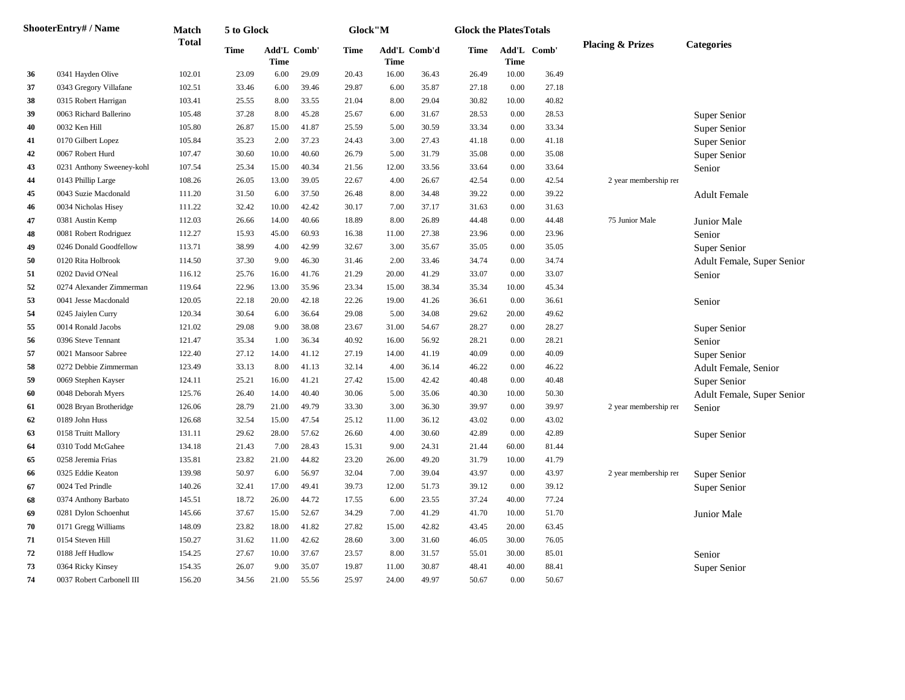| Shooter | Entry# / Name | Match Total | 5 to Glock | | | Glock"M | | | Glock the Plates | Totals | | Placing & Prizes | Categories |
|---|---|---|---|---|---|---|---|---|---|---|---|---|---|
| | | | Time | Add'L Time | Comb' | Time | Add'L Time | Comb'd | Time | Add'L Time | Comb' | | |
| 36 | 0341 Hayden Olive | 102.01 | 23.09 | 6.00 | 29.09 | 20.43 | 16.00 | 36.43 | 26.49 | 10.00 | 36.49 | | |
| 37 | 0343 Gregory Villafane | 102.51 | 33.46 | 6.00 | 39.46 | 29.87 | 6.00 | 35.87 | 27.18 | 0.00 | 27.18 | | |
| 38 | 0315 Robert Harrigan | 103.41 | 25.55 | 8.00 | 33.55 | 21.04 | 8.00 | 29.04 | 30.82 | 10.00 | 40.82 | | |
| 39 | 0063 Richard Ballerino | 105.48 | 37.28 | 8.00 | 45.28 | 25.67 | 6.00 | 31.67 | 28.53 | 0.00 | 28.53 | | Super Senior |
| 40 | 0032 Ken Hill | 105.80 | 26.87 | 15.00 | 41.87 | 25.59 | 5.00 | 30.59 | 33.34 | 0.00 | 33.34 | | Super Senior |
| 41 | 0170 Gilbert Lopez | 105.84 | 35.23 | 2.00 | 37.23 | 24.43 | 3.00 | 27.43 | 41.18 | 0.00 | 41.18 | | Super Senior |
| 42 | 0067 Robert Hurd | 107.47 | 30.60 | 10.00 | 40.60 | 26.79 | 5.00 | 31.79 | 35.08 | 0.00 | 35.08 | | Super Senior |
| 43 | 0231 Anthony Sweeney-kohl | 107.54 | 25.34 | 15.00 | 40.34 | 21.56 | 12.00 | 33.56 | 33.64 | 0.00 | 33.64 | | Senior |
| 44 | 0143 Phillip Large | 108.26 | 26.05 | 13.00 | 39.05 | 22.67 | 4.00 | 26.67 | 42.54 | 0.00 | 42.54 | 2 year membership rer | |
| 45 | 0043 Suzie Macdonald | 111.20 | 31.50 | 6.00 | 37.50 | 26.48 | 8.00 | 34.48 | 39.22 | 0.00 | 39.22 | | Adult Female |
| 46 | 0034 Nicholas Hisey | 111.22 | 32.42 | 10.00 | 42.42 | 30.17 | 7.00 | 37.17 | 31.63 | 0.00 | 31.63 | | |
| 47 | 0381 Austin Kemp | 112.03 | 26.66 | 14.00 | 40.66 | 18.89 | 8.00 | 26.89 | 44.48 | 0.00 | 44.48 | 75 Junior Male | Junior Male |
| 48 | 0081 Robert Rodriguez | 112.27 | 15.93 | 45.00 | 60.93 | 16.38 | 11.00 | 27.38 | 23.96 | 0.00 | 23.96 | | Senior |
| 49 | 0246 Donald Goodfellow | 113.71 | 38.99 | 4.00 | 42.99 | 32.67 | 3.00 | 35.67 | 35.05 | 0.00 | 35.05 | | Super Senior |
| 50 | 0120 Rita Holbrook | 114.50 | 37.30 | 9.00 | 46.30 | 31.46 | 2.00 | 33.46 | 34.74 | 0.00 | 34.74 | | Adult Female, Super Senior |
| 51 | 0202 David O'Neal | 116.12 | 25.76 | 16.00 | 41.76 | 21.29 | 20.00 | 41.29 | 33.07 | 0.00 | 33.07 | | Senior |
| 52 | 0274 Alexander Zimmerman | 119.64 | 22.96 | 13.00 | 35.96 | 23.34 | 15.00 | 38.34 | 35.34 | 10.00 | 45.34 | | |
| 53 | 0041 Jesse Macdonald | 120.05 | 22.18 | 20.00 | 42.18 | 22.26 | 19.00 | 41.26 | 36.61 | 0.00 | 36.61 | | Senior |
| 54 | 0245 Jaiylen Curry | 120.34 | 30.64 | 6.00 | 36.64 | 29.08 | 5.00 | 34.08 | 29.62 | 20.00 | 49.62 | | |
| 55 | 0014 Ronald Jacobs | 121.02 | 29.08 | 9.00 | 38.08 | 23.67 | 31.00 | 54.67 | 28.27 | 0.00 | 28.27 | | Super Senior |
| 56 | 0396 Steve Tennant | 121.47 | 35.34 | 1.00 | 36.34 | 40.92 | 16.00 | 56.92 | 28.21 | 0.00 | 28.21 | | Senior |
| 57 | 0021 Mansoor Sabree | 122.40 | 27.12 | 14.00 | 41.12 | 27.19 | 14.00 | 41.19 | 40.09 | 0.00 | 40.09 | | Super Senior |
| 58 | 0272 Debbie Zimmerman | 123.49 | 33.13 | 8.00 | 41.13 | 32.14 | 4.00 | 36.14 | 46.22 | 0.00 | 46.22 | | Adult Female, Senior |
| 59 | 0069 Stephen Kayser | 124.11 | 25.21 | 16.00 | 41.21 | 27.42 | 15.00 | 42.42 | 40.48 | 0.00 | 40.48 | | Super Senior |
| 60 | 0048 Deborah Myers | 125.76 | 26.40 | 14.00 | 40.40 | 30.06 | 5.00 | 35.06 | 40.30 | 10.00 | 50.30 | | Adult Female, Super Senior |
| 61 | 0028 Bryan Brotheridge | 126.06 | 28.79 | 21.00 | 49.79 | 33.30 | 3.00 | 36.30 | 39.97 | 0.00 | 39.97 | 2 year membership rer | Senior |
| 62 | 0189 John Huss | 126.68 | 32.54 | 15.00 | 47.54 | 25.12 | 11.00 | 36.12 | 43.02 | 0.00 | 43.02 | | |
| 63 | 0158 Truitt Mallory | 131.11 | 29.62 | 28.00 | 57.62 | 26.60 | 4.00 | 30.60 | 42.89 | 0.00 | 42.89 | | Super Senior |
| 64 | 0310 Todd McGahee | 134.18 | 21.43 | 7.00 | 28.43 | 15.31 | 9.00 | 24.31 | 21.44 | 60.00 | 81.44 | | |
| 65 | 0258 Jeremia Frias | 135.81 | 23.82 | 21.00 | 44.82 | 23.20 | 26.00 | 49.20 | 31.79 | 10.00 | 41.79 | | |
| 66 | 0325 Eddie Keaton | 139.98 | 50.97 | 6.00 | 56.97 | 32.04 | 7.00 | 39.04 | 43.97 | 0.00 | 43.97 | 2 year membership rer | Super Senior |
| 67 | 0024 Ted Prindle | 140.26 | 32.41 | 17.00 | 49.41 | 39.73 | 12.00 | 51.73 | 39.12 | 0.00 | 39.12 | | Super Senior |
| 68 | 0374 Anthony Barbato | 145.51 | 18.72 | 26.00 | 44.72 | 17.55 | 6.00 | 23.55 | 37.24 | 40.00 | 77.24 | | |
| 69 | 0281 Dylon Schoenhut | 145.66 | 37.67 | 15.00 | 52.67 | 34.29 | 7.00 | 41.29 | 41.70 | 10.00 | 51.70 | | Junior Male |
| 70 | 0171 Gregg Williams | 148.09 | 23.82 | 18.00 | 41.82 | 27.82 | 15.00 | 42.82 | 43.45 | 20.00 | 63.45 | | |
| 71 | 0154 Steven Hill | 150.27 | 31.62 | 11.00 | 42.62 | 28.60 | 3.00 | 31.60 | 46.05 | 30.00 | 76.05 | | |
| 72 | 0188 Jeff Hudlow | 154.25 | 27.67 | 10.00 | 37.67 | 23.57 | 8.00 | 31.57 | 55.01 | 30.00 | 85.01 | | Senior |
| 73 | 0364 Ricky Kinsey | 154.35 | 26.07 | 9.00 | 35.07 | 19.87 | 11.00 | 30.87 | 48.41 | 40.00 | 88.41 | | Super Senior |
| 74 | 0037 Robert Carbonell III | 156.20 | 34.56 | 21.00 | 55.56 | 25.97 | 24.00 | 49.97 | 50.67 | 0.00 | 50.67 | | |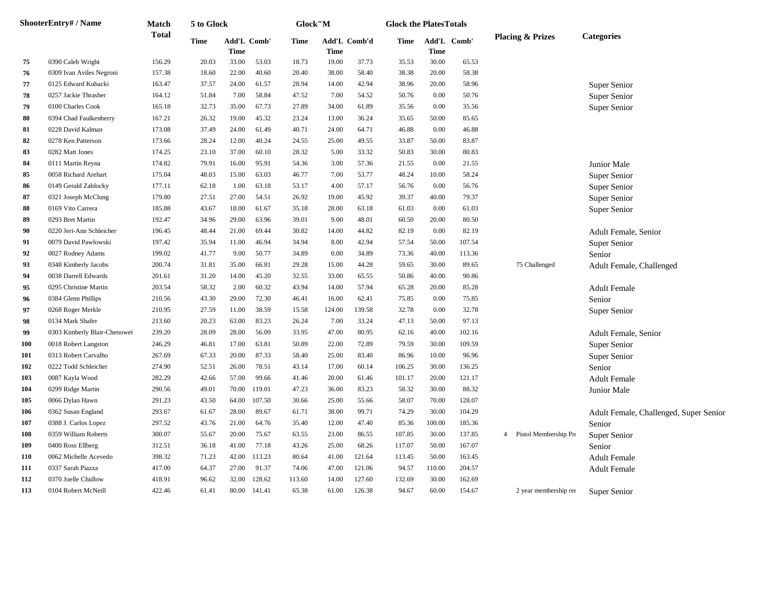| Shooter | Entry# / Name | Match Total | 5 to Glock | | | Glock"M | | | Glock the Plates | | | Totals | Placing & Prizes | Categories |
|---|---|---|---|---|---|---|---|---|---|---|---|---|---|---|
| | | | Time | Add'L Time | Comb' | Time | Add'L Time | Comb'd | Time | Add'L Time | Comb' | | | |
| 75 | 0390 Caleb Wright | 156.29 | 20.03 | 33.00 | 53.03 | 18.73 | 19.00 | 37.73 | 35.53 | 30.00 | 65.53 | | | |
| 76 | 0309 Ivan Aviles Negroni | 157.38 | 18.60 | 22.00 | 40.60 | 20.40 | 38.00 | 58.40 | 38.38 | 20.00 | 58.38 | | | |
| 77 | 0125 Edward Kubacki | 163.47 | 37.57 | 24.00 | 61.57 | 28.94 | 14.00 | 42.94 | 38.96 | 20.00 | 58.96 | | | Super Senior |
| 78 | 0257 Jackie Thrasher | 164.12 | 51.84 | 7.00 | 58.84 | 47.52 | 7.00 | 54.52 | 50.76 | 0.00 | 50.76 | | | Super Senior |
| 79 | 0100 Charles Cook | 165.18 | 32.73 | 35.00 | 67.73 | 27.89 | 34.00 | 61.89 | 35.56 | 0.00 | 35.56 | | | Super Senior |
| 80 | 0394 Chad Faulkenberry | 167.21 | 26.32 | 19.00 | 45.32 | 23.24 | 13.00 | 36.24 | 35.65 | 50.00 | 85.65 | | | |
| 81 | 0228 David Kalman | 173.08 | 37.49 | 24.00 | 61.49 | 40.71 | 24.00 | 64.71 | 46.88 | 0.00 | 46.88 | | | |
| 82 | 0278 Ken Patterson | 173.66 | 28.24 | 12.00 | 40.24 | 24.55 | 25.00 | 49.55 | 33.87 | 50.00 | 83.87 | | | |
| 83 | 0282 Matt Jones | 174.25 | 23.10 | 37.00 | 60.10 | 28.32 | 5.00 | 33.32 | 50.83 | 30.00 | 80.83 | | | |
| 84 | 0111 Martin Reyna | 174.82 | 79.91 | 16.00 | 95.91 | 54.36 | 3.00 | 57.36 | 21.55 | 0.00 | 21.55 | | | Junior Male |
| 85 | 0058 Richard Arehart | 175.04 | 48.03 | 15.00 | 63.03 | 46.77 | 7.00 | 53.77 | 48.24 | 10.00 | 58.24 | | | Super Senior |
| 86 | 0149 Gerald Zablocky | 177.11 | 62.18 | 1.00 | 63.18 | 53.17 | 4.00 | 57.17 | 56.76 | 0.00 | 56.76 | | | Super Senior |
| 87 | 0321 Joseph McClung | 179.80 | 27.51 | 27.00 | 54.51 | 26.92 | 19.00 | 45.92 | 39.37 | 40.00 | 79.37 | | | Super Senior |
| 88 | 0169 Vito Carrera | 185.88 | 43.67 | 18.00 | 61.67 | 35.18 | 28.00 | 63.18 | 61.03 | 0.00 | 61.03 | | | Super Senior |
| 89 | 0293 Bret Martin | 192.47 | 34.96 | 29.00 | 63.96 | 39.01 | 9.00 | 48.01 | 60.50 | 20.00 | 80.50 | | | |
| 90 | 0220 Jeri-Ann Schleicher | 196.45 | 48.44 | 21.00 | 69.44 | 30.82 | 14.00 | 44.82 | 82.19 | 0.00 | 82.19 | | | Adult Female, Senior |
| 91 | 0079 David Pawlowski | 197.42 | 35.94 | 11.00 | 46.94 | 34.94 | 8.00 | 42.94 | 57.54 | 50.00 | 107.54 | | | Super Senior |
| 92 | 0027 Rodney Adams | 199.02 | 41.77 | 9.00 | 50.77 | 34.89 | 0.00 | 34.89 | 73.36 | 40.00 | 113.36 | | | Senior |
| 93 | 0348 Kimberly Jacobs | 200.74 | 31.81 | 35.00 | 66.81 | 29.28 | 15.00 | 44.28 | 59.65 | 30.00 | 89.65 | | 75 Challenged | Adult Female, Challenged |
| 94 | 0038 Darrell Edwards | 201.61 | 31.20 | 14.00 | 45.20 | 32.55 | 33.00 | 65.55 | 50.86 | 40.00 | 90.86 | | | |
| 95 | 0295 Christine Martin | 203.54 | 58.32 | 2.00 | 60.32 | 43.94 | 14.00 | 57.94 | 65.28 | 20.00 | 85.28 | | | Adult Female |
| 96 | 0384 Glenn Phillips | 210.56 | 43.30 | 29.00 | 72.30 | 46.41 | 16.00 | 62.41 | 75.85 | 0.00 | 75.85 | | | Senior |
| 97 | 0268 Roger Merkle | 210.95 | 27.59 | 11.00 | 38.59 | 15.58 | 124.00 | 139.58 | 32.78 | 0.00 | 32.78 | | | Super Senior |
| 98 | 0134 Mark Shafer | 213.60 | 20.23 | 63.00 | 83.23 | 26.24 | 7.00 | 33.24 | 47.13 | 50.00 | 97.13 | | | |
| 99 | 0303 Kimberly Blair-Chenowet | 239.20 | 28.09 | 28.00 | 56.09 | 33.95 | 47.00 | 80.95 | 62.16 | 40.00 | 102.16 | | | Adult Female, Senior |
| 100 | 0018 Robert Langston | 246.29 | 46.81 | 17.00 | 63.81 | 50.89 | 22.00 | 72.89 | 79.59 | 30.00 | 109.59 | | | Super Senior |
| 101 | 0313 Robert Carvalho | 267.69 | 67.33 | 20.00 | 87.33 | 58.40 | 25.00 | 83.40 | 86.96 | 10.00 | 96.96 | | | Super Senior |
| 102 | 0222 Todd Schleicher | 274.90 | 52.51 | 26.00 | 78.51 | 43.14 | 17.00 | 60.14 | 106.25 | 30.00 | 136.25 | | | Senior |
| 103 | 0087 Kayla Wood | 282.29 | 42.66 | 57.00 | 99.66 | 41.46 | 20.00 | 61.46 | 101.17 | 20.00 | 121.17 | | | Adult Female |
| 104 | 0299 Ridge Martin | 290.56 | 49.01 | 70.00 | 119.01 | 47.23 | 36.00 | 83.23 | 58.32 | 30.00 | 88.32 | | | Junior Male |
| 105 | 0066 Dylan Hawn | 291.23 | 43.50 | 64.00 | 107.50 | 30.66 | 25.00 | 55.66 | 58.07 | 70.00 | 128.07 | | | |
| 106 | 0362 Susan England | 293.67 | 61.67 | 28.00 | 89.67 | 61.71 | 38.00 | 99.71 | 74.29 | 30.00 | 104.29 | | | Adult Female, Challenged, Super Senior |
| 107 | 0388 J. Carlos Lopez | 297.52 | 43.76 | 21.00 | 64.76 | 35.40 | 12.00 | 47.40 | 85.36 | 100.00 | 185.36 | | | Senior |
| 108 | 0359 William Roberts | 300.07 | 55.67 | 20.00 | 75.67 | 63.55 | 23.00 | 86.55 | 107.85 | 30.00 | 137.85 | | 4 Pistol Membership Pro | Super Senior |
| 109 | 0400 Ross Ellberg | 312.51 | 36.18 | 41.00 | 77.18 | 43.26 | 25.00 | 68.26 | 117.07 | 50.00 | 167.07 | | | Senior |
| 110 | 0062 Michelle Acevedo | 398.32 | 71.23 | 42.00 | 113.23 | 80.64 | 41.00 | 121.64 | 113.45 | 50.00 | 163.45 | | | Adult Female |
| 111 | 0337 Sarah Piazza | 417.00 | 64.37 | 27.00 | 91.37 | 74.06 | 47.00 | 121.06 | 94.57 | 110.00 | 204.57 | | | Adult Female |
| 112 | 0370 Joelle Chidlow | 418.91 | 96.62 | 32.00 | 128.62 | 113.60 | 14.00 | 127.60 | 132.69 | 30.00 | 162.69 | | | |
| 113 | 0104 Robert McNeill | 422.46 | 61.41 | 80.00 | 141.41 | 65.38 | 61.00 | 126.38 | 94.67 | 60.00 | 154.67 | | 2 year membership ren | Super Senior |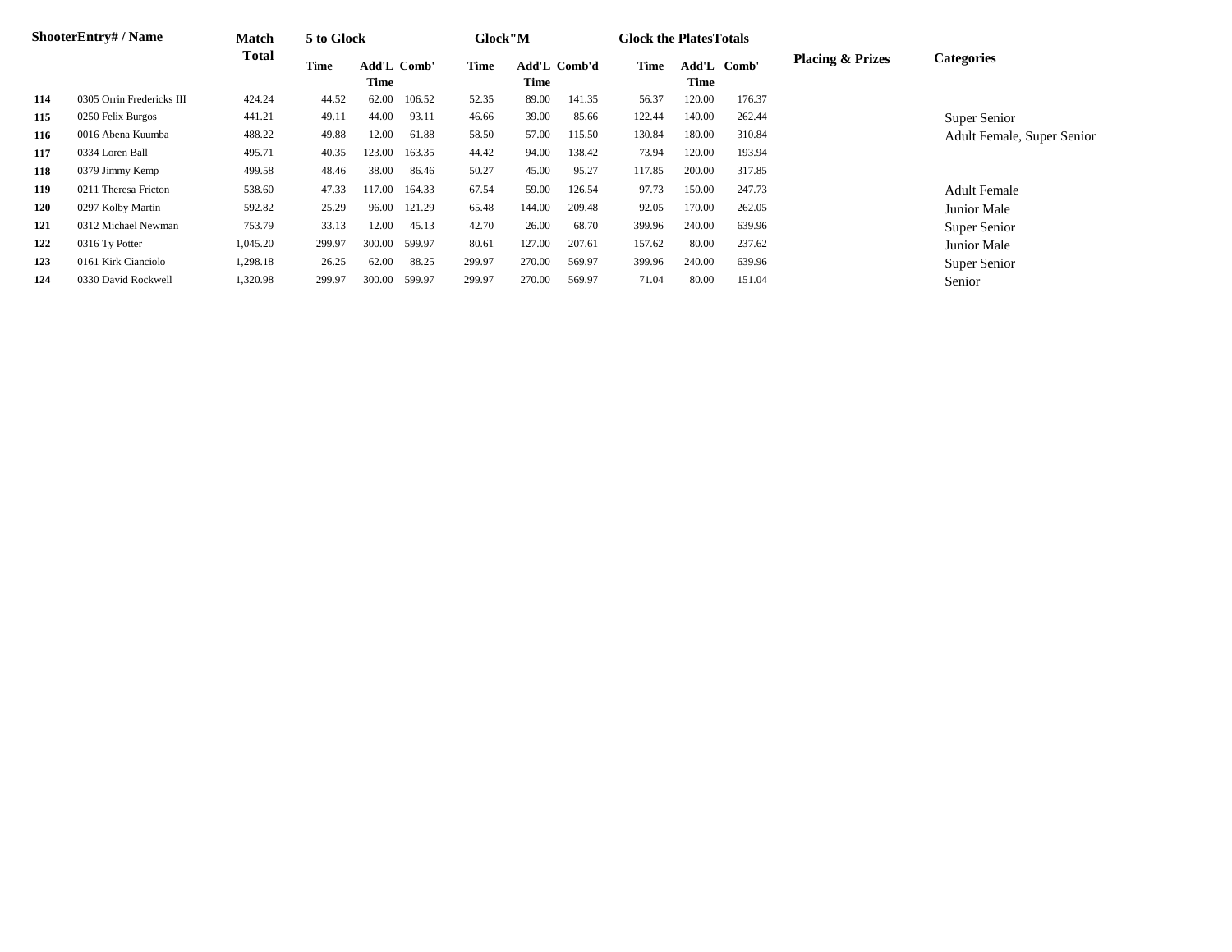| Shooter | Entry# / Name | Match Total | 5 to Glock | | | Glock"M | | | Glock the Plates | | | Totals | Placing & Prizes | Categories |
|---|---|---|---|---|---|---|---|---|---|---|---|---|---|---|
| | | | Time | Add'L Time | Comb' | Time | Add'L Time | Comb'd | Time | Add'L Time | Comb' | | | |
| 114 | 0305 Orrin Fredericks III | 424.24 | 44.52 | 62.00 | 106.52 | 52.35 | 89.00 | 141.35 | 56.37 | 120.00 | 176.37 | | | |
| 115 | 0250 Felix Burgos | 441.21 | 49.11 | 44.00 | 93.11 | 46.66 | 39.00 | 85.66 | 122.44 | 140.00 | 262.44 | | | Super Senior |
| 116 | 0016 Abena Kuumba | 488.22 | 49.88 | 12.00 | 61.88 | 58.50 | 57.00 | 115.50 | 130.84 | 180.00 | 310.84 | | | Adult Female, Super Senior |
| 117 | 0334 Loren Ball | 495.71 | 40.35 | 123.00 | 163.35 | 44.42 | 94.00 | 138.42 | 73.94 | 120.00 | 193.94 | | | |
| 118 | 0379 Jimmy Kemp | 499.58 | 48.46 | 38.00 | 86.46 | 50.27 | 45.00 | 95.27 | 117.85 | 200.00 | 317.85 | | | |
| 119 | 0211 Theresa Fricton | 538.60 | 47.33 | 117.00 | 164.33 | 67.54 | 59.00 | 126.54 | 97.73 | 150.00 | 247.73 | | | Adult Female |
| 120 | 0297 Kolby Martin | 592.82 | 25.29 | 96.00 | 121.29 | 65.48 | 144.00 | 209.48 | 92.05 | 170.00 | 262.05 | | | Junior Male |
| 121 | 0312 Michael Newman | 753.79 | 33.13 | 12.00 | 45.13 | 42.70 | 26.00 | 68.70 | 399.96 | 240.00 | 639.96 | | | Super Senior |
| 122 | 0316 Ty Potter | 1,045.20 | 299.97 | 300.00 | 599.97 | 80.61 | 127.00 | 207.61 | 157.62 | 80.00 | 237.62 | | | Junior Male |
| 123 | 0161 Kirk Cianciolo | 1,298.18 | 26.25 | 62.00 | 88.25 | 299.97 | 270.00 | 569.97 | 399.96 | 240.00 | 639.96 | | | Super Senior |
| 124 | 0330 David Rockwell | 1,320.98 | 299.97 | 300.00 | 599.97 | 299.97 | 270.00 | 569.97 | 71.04 | 80.00 | 151.04 | | | Senior |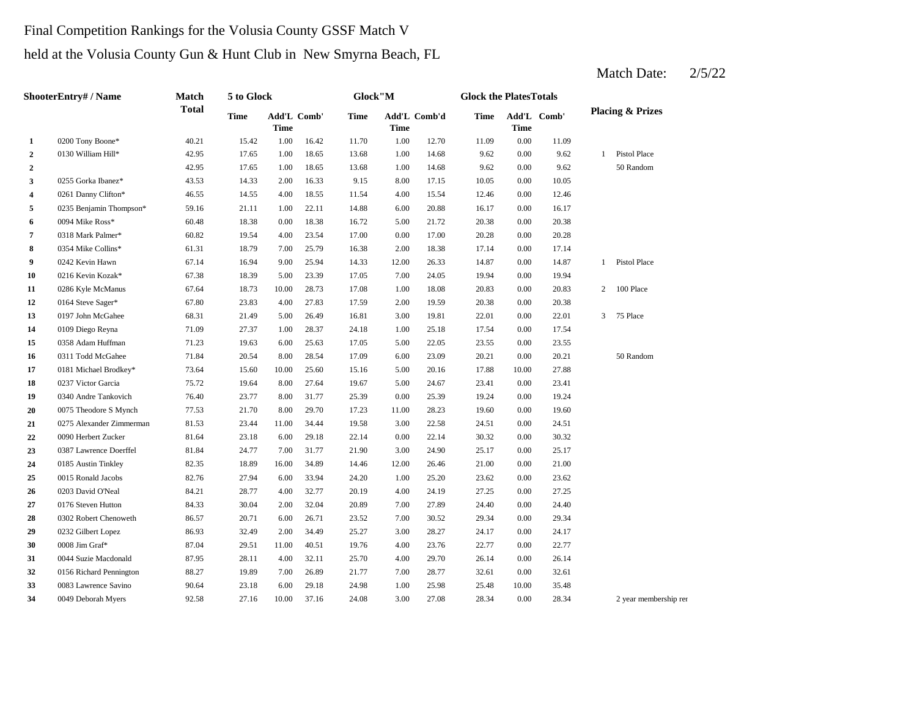Final Competition Rankings for the Volusia County GSSF Match V

held at the Volusia County Gun & Hunt Club in New Smyrna Beach, FL

Match Date: 2/5/22

| Shooter | Entry# / Name | Match Total | 5 to Glock | | | Glock"M | | | Glock the Plates | | | Totals | Placing & Prizes |
|---|---|---|---|---|---|---|---|---|---|---|---|---|---|
| | | | Time | Add'L Time | Comb' | Time | Add'L Time | Comb'd | Time | Add'L Time | Comb' | | |
| 1 | 0200 Tony Boone* | 40.21 | 15.42 | 1.00 | 16.42 | 11.70 | 1.00 | 12.70 | 11.09 | 0.00 | 11.09 | | |
| 2 | 0130 William Hill* | 42.95 | 17.65 | 1.00 | 18.65 | 13.68 | 1.00 | 14.68 | 9.62 | 0.00 | 9.62 | 1 | Pistol Place |
| 2 | | 42.95 | 17.65 | 1.00 | 18.65 | 13.68 | 1.00 | 14.68 | 9.62 | 0.00 | 9.62 | | 50 Random |
| 3 | 0255 Gorka Ibanez* | 43.53 | 14.33 | 2.00 | 16.33 | 9.15 | 8.00 | 17.15 | 10.05 | 0.00 | 10.05 | | |
| 4 | 0261 Danny Clifton* | 46.55 | 14.55 | 4.00 | 18.55 | 11.54 | 4.00 | 15.54 | 12.46 | 0.00 | 12.46 | | |
| 5 | 0235 Benjamin Thompson* | 59.16 | 21.11 | 1.00 | 22.11 | 14.88 | 6.00 | 20.88 | 16.17 | 0.00 | 16.17 | | |
| 6 | 0094 Mike Ross* | 60.48 | 18.38 | 0.00 | 18.38 | 16.72 | 5.00 | 21.72 | 20.38 | 0.00 | 20.38 | | |
| 7 | 0318 Mark Palmer* | 60.82 | 19.54 | 4.00 | 23.54 | 17.00 | 0.00 | 17.00 | 20.28 | 0.00 | 20.28 | | |
| 8 | 0354 Mike Collins* | 61.31 | 18.79 | 7.00 | 25.79 | 16.38 | 2.00 | 18.38 | 17.14 | 0.00 | 17.14 | | |
| 9 | 0242 Kevin Hawn | 67.14 | 16.94 | 9.00 | 25.94 | 14.33 | 12.00 | 26.33 | 14.87 | 0.00 | 14.87 | 1 | Pistol Place |
| 10 | 0216 Kevin Kozak* | 67.38 | 18.39 | 5.00 | 23.39 | 17.05 | 7.00 | 24.05 | 19.94 | 0.00 | 19.94 | | |
| 11 | 0286 Kyle McManus | 67.64 | 18.73 | 10.00 | 28.73 | 17.08 | 1.00 | 18.08 | 20.83 | 0.00 | 20.83 | 2 | 100 Place |
| 12 | 0164 Steve Sager* | 67.80 | 23.83 | 4.00 | 27.83 | 17.59 | 2.00 | 19.59 | 20.38 | 0.00 | 20.38 | | |
| 13 | 0197 John McGahee | 68.31 | 21.49 | 5.00 | 26.49 | 16.81 | 3.00 | 19.81 | 22.01 | 0.00 | 22.01 | 3 | 75 Place |
| 14 | 0109 Diego Reyna | 71.09 | 27.37 | 1.00 | 28.37 | 24.18 | 1.00 | 25.18 | 17.54 | 0.00 | 17.54 | | |
| 15 | 0358 Adam Huffman | 71.23 | 19.63 | 6.00 | 25.63 | 17.05 | 5.00 | 22.05 | 23.55 | 0.00 | 23.55 | | |
| 16 | 0311 Todd McGahee | 71.84 | 20.54 | 8.00 | 28.54 | 17.09 | 6.00 | 23.09 | 20.21 | 0.00 | 20.21 | | 50 Random |
| 17 | 0181 Michael Brodkey* | 73.64 | 15.60 | 10.00 | 25.60 | 15.16 | 5.00 | 20.16 | 17.88 | 10.00 | 27.88 | | |
| 18 | 0237 Victor Garcia | 75.72 | 19.64 | 8.00 | 27.64 | 19.67 | 5.00 | 24.67 | 23.41 | 0.00 | 23.41 | | |
| 19 | 0340 Andre Tankovich | 76.40 | 23.77 | 8.00 | 31.77 | 25.39 | 0.00 | 25.39 | 19.24 | 0.00 | 19.24 | | |
| 20 | 0075 Theodore S Mynch | 77.53 | 21.70 | 8.00 | 29.70 | 17.23 | 11.00 | 28.23 | 19.60 | 0.00 | 19.60 | | |
| 21 | 0275 Alexander Zimmerman | 81.53 | 23.44 | 11.00 | 34.44 | 19.58 | 3.00 | 22.58 | 24.51 | 0.00 | 24.51 | | |
| 22 | 0090 Herbert Zucker | 81.64 | 23.18 | 6.00 | 29.18 | 22.14 | 0.00 | 22.14 | 30.32 | 0.00 | 30.32 | | |
| 23 | 0387 Lawrence Doerffel | 81.84 | 24.77 | 7.00 | 31.77 | 21.90 | 3.00 | 24.90 | 25.17 | 0.00 | 25.17 | | |
| 24 | 0185 Austin Tinkley | 82.35 | 18.89 | 16.00 | 34.89 | 14.46 | 12.00 | 26.46 | 21.00 | 0.00 | 21.00 | | |
| 25 | 0015 Ronald Jacobs | 82.76 | 27.94 | 6.00 | 33.94 | 24.20 | 1.00 | 25.20 | 23.62 | 0.00 | 23.62 | | |
| 26 | 0203 David O'Neal | 84.21 | 28.77 | 4.00 | 32.77 | 20.19 | 4.00 | 24.19 | 27.25 | 0.00 | 27.25 | | |
| 27 | 0176 Steven Hutton | 84.33 | 30.04 | 2.00 | 32.04 | 20.89 | 7.00 | 27.89 | 24.40 | 0.00 | 24.40 | | |
| 28 | 0302 Robert Chenoweth | 86.57 | 20.71 | 6.00 | 26.71 | 23.52 | 7.00 | 30.52 | 29.34 | 0.00 | 29.34 | | |
| 29 | 0232 Gilbert Lopez | 86.93 | 32.49 | 2.00 | 34.49 | 25.27 | 3.00 | 28.27 | 24.17 | 0.00 | 24.17 | | |
| 30 | 0008 Jim Graf* | 87.04 | 29.51 | 11.00 | 40.51 | 19.76 | 4.00 | 23.76 | 22.77 | 0.00 | 22.77 | | |
| 31 | 0044 Suzie Macdonald | 87.95 | 28.11 | 4.00 | 32.11 | 25.70 | 4.00 | 29.70 | 26.14 | 0.00 | 26.14 | | |
| 32 | 0156 Richard Pennington | 88.27 | 19.89 | 7.00 | 26.89 | 21.77 | 7.00 | 28.77 | 32.61 | 0.00 | 32.61 | | |
| 33 | 0083 Lawrence Savino | 90.64 | 23.18 | 6.00 | 29.18 | 24.98 | 1.00 | 25.98 | 25.48 | 10.00 | 35.48 | | |
| 34 | 0049 Deborah Myers | 92.58 | 27.16 | 10.00 | 37.16 | 24.08 | 3.00 | 27.08 | 28.34 | 0.00 | 28.34 | | 2 year membership rer |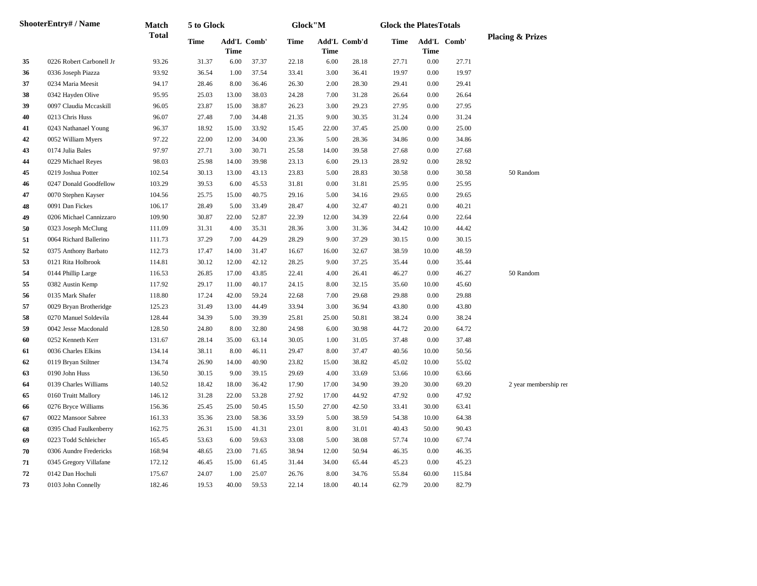| Shooter | Entry# / Name | Match Total | 5 to Glock | | | Glock"M | | | Glock the Plates | | | Totals | Placing & Prizes |
|---|---|---|---|---|---|---|---|---|---|---|---|---|---|
| | | | Time | Add'L Time | Comb' | Time | Add'L Time | Comb'd | Time | Add'L Time | Comb' | | |
| 35 | 0226 Robert Carbonell Jr | 93.26 | 31.37 | 6.00 | 37.37 | 22.18 | 6.00 | 28.18 | 27.71 | 0.00 | 27.71 | | |
| 36 | 0336 Joseph Piazza | 93.92 | 36.54 | 1.00 | 37.54 | 33.41 | 3.00 | 36.41 | 19.97 | 0.00 | 19.97 | | |
| 37 | 0234 Maria Meesit | 94.17 | 28.46 | 8.00 | 36.46 | 26.30 | 2.00 | 28.30 | 29.41 | 0.00 | 29.41 | | |
| 38 | 0342 Hayden Olive | 95.95 | 25.03 | 13.00 | 38.03 | 24.28 | 7.00 | 31.28 | 26.64 | 0.00 | 26.64 | | |
| 39 | 0097 Claudia Mccaskill | 96.05 | 23.87 | 15.00 | 38.87 | 26.23 | 3.00 | 29.23 | 27.95 | 0.00 | 27.95 | | |
| 40 | 0213 Chris Huss | 96.07 | 27.48 | 7.00 | 34.48 | 21.35 | 9.00 | 30.35 | 31.24 | 0.00 | 31.24 | | |
| 41 | 0243 Nathanael Young | 96.37 | 18.92 | 15.00 | 33.92 | 15.45 | 22.00 | 37.45 | 25.00 | 0.00 | 25.00 | | |
| 42 | 0052 William Myers | 97.22 | 22.00 | 12.00 | 34.00 | 23.36 | 5.00 | 28.36 | 34.86 | 0.00 | 34.86 | | |
| 43 | 0174 Julia Bales | 97.97 | 27.71 | 3.00 | 30.71 | 25.58 | 14.00 | 39.58 | 27.68 | 0.00 | 27.68 | | |
| 44 | 0229 Michael Reyes | 98.03 | 25.98 | 14.00 | 39.98 | 23.13 | 6.00 | 29.13 | 28.92 | 0.00 | 28.92 | | |
| 45 | 0219 Joshua Potter | 102.54 | 30.13 | 13.00 | 43.13 | 23.83 | 5.00 | 28.83 | 30.58 | 0.00 | 30.58 | | 50 Random |
| 46 | 0247 Donald Goodfellow | 103.29 | 39.53 | 6.00 | 45.53 | 31.81 | 0.00 | 31.81 | 25.95 | 0.00 | 25.95 | | |
| 47 | 0070 Stephen Kayser | 104.56 | 25.75 | 15.00 | 40.75 | 29.16 | 5.00 | 34.16 | 29.65 | 0.00 | 29.65 | | |
| 48 | 0091 Dan Fickes | 106.17 | 28.49 | 5.00 | 33.49 | 28.47 | 4.00 | 32.47 | 40.21 | 0.00 | 40.21 | | |
| 49 | 0206 Michael Cannizzaro | 109.90 | 30.87 | 22.00 | 52.87 | 22.39 | 12.00 | 34.39 | 22.64 | 0.00 | 22.64 | | |
| 50 | 0323 Joseph McClung | 111.09 | 31.31 | 4.00 | 35.31 | 28.36 | 3.00 | 31.36 | 34.42 | 10.00 | 44.42 | | |
| 51 | 0064 Richard Ballerino | 111.73 | 37.29 | 7.00 | 44.29 | 28.29 | 9.00 | 37.29 | 30.15 | 0.00 | 30.15 | | |
| 52 | 0375 Anthony Barbato | 112.73 | 17.47 | 14.00 | 31.47 | 16.67 | 16.00 | 32.67 | 38.59 | 10.00 | 48.59 | | |
| 53 | 0121 Rita Holbrook | 114.81 | 30.12 | 12.00 | 42.12 | 28.25 | 9.00 | 37.25 | 35.44 | 0.00 | 35.44 | | |
| 54 | 0144 Phillip Large | 116.53 | 26.85 | 17.00 | 43.85 | 22.41 | 4.00 | 26.41 | 46.27 | 0.00 | 46.27 | | 50 Random |
| 55 | 0382 Austin Kemp | 117.92 | 29.17 | 11.00 | 40.17 | 24.15 | 8.00 | 32.15 | 35.60 | 10.00 | 45.60 | | |
| 56 | 0135 Mark Shafer | 118.80 | 17.24 | 42.00 | 59.24 | 22.68 | 7.00 | 29.68 | 29.88 | 0.00 | 29.88 | | |
| 57 | 0029 Bryan Brotheridge | 125.23 | 31.49 | 13.00 | 44.49 | 33.94 | 3.00 | 36.94 | 43.80 | 0.00 | 43.80 | | |
| 58 | 0270 Manuel Soldevila | 128.44 | 34.39 | 5.00 | 39.39 | 25.81 | 25.00 | 50.81 | 38.24 | 0.00 | 38.24 | | |
| 59 | 0042 Jesse Macdonald | 128.50 | 24.80 | 8.00 | 32.80 | 24.98 | 6.00 | 30.98 | 44.72 | 20.00 | 64.72 | | |
| 60 | 0252 Kenneth Kerr | 131.67 | 28.14 | 35.00 | 63.14 | 30.05 | 1.00 | 31.05 | 37.48 | 0.00 | 37.48 | | |
| 61 | 0036 Charles Elkins | 134.14 | 38.11 | 8.00 | 46.11 | 29.47 | 8.00 | 37.47 | 40.56 | 10.00 | 50.56 | | |
| 62 | 0119 Bryan Stiltner | 134.74 | 26.90 | 14.00 | 40.90 | 23.82 | 15.00 | 38.82 | 45.02 | 10.00 | 55.02 | | |
| 63 | 0190 John Huss | 136.50 | 30.15 | 9.00 | 39.15 | 29.69 | 4.00 | 33.69 | 53.66 | 10.00 | 63.66 | | |
| 64 | 0139 Charles Williams | 140.52 | 18.42 | 18.00 | 36.42 | 17.90 | 17.00 | 34.90 | 39.20 | 30.00 | 69.20 | | 2 year membership rer |
| 65 | 0160 Truitt Mallory | 146.12 | 31.28 | 22.00 | 53.28 | 27.92 | 17.00 | 44.92 | 47.92 | 0.00 | 47.92 | | |
| 66 | 0276 Bryce Williams | 156.36 | 25.45 | 25.00 | 50.45 | 15.50 | 27.00 | 42.50 | 33.41 | 30.00 | 63.41 | | |
| 67 | 0022 Mansoor Sabree | 161.33 | 35.36 | 23.00 | 58.36 | 33.59 | 5.00 | 38.59 | 54.38 | 10.00 | 64.38 | | |
| 68 | 0395 Chad Faulkenberry | 162.75 | 26.31 | 15.00 | 41.31 | 23.01 | 8.00 | 31.01 | 40.43 | 50.00 | 90.43 | | |
| 69 | 0223 Todd Schleicher | 165.45 | 53.63 | 6.00 | 59.63 | 33.08 | 5.00 | 38.08 | 57.74 | 10.00 | 67.74 | | |
| 70 | 0306 Aundre Fredericks | 168.94 | 48.65 | 23.00 | 71.65 | 38.94 | 12.00 | 50.94 | 46.35 | 0.00 | 46.35 | | |
| 71 | 0345 Gregory Villafane | 172.12 | 46.45 | 15.00 | 61.45 | 31.44 | 34.00 | 65.44 | 45.23 | 0.00 | 45.23 | | |
| 72 | 0142 Dan Hochuli | 175.67 | 24.07 | 1.00 | 25.07 | 26.76 | 8.00 | 34.76 | 55.84 | 60.00 | 115.84 | | |
| 73 | 0103 John Connelly | 182.46 | 19.53 | 40.00 | 59.53 | 22.14 | 18.00 | 40.14 | 62.79 | 20.00 | 82.79 | | |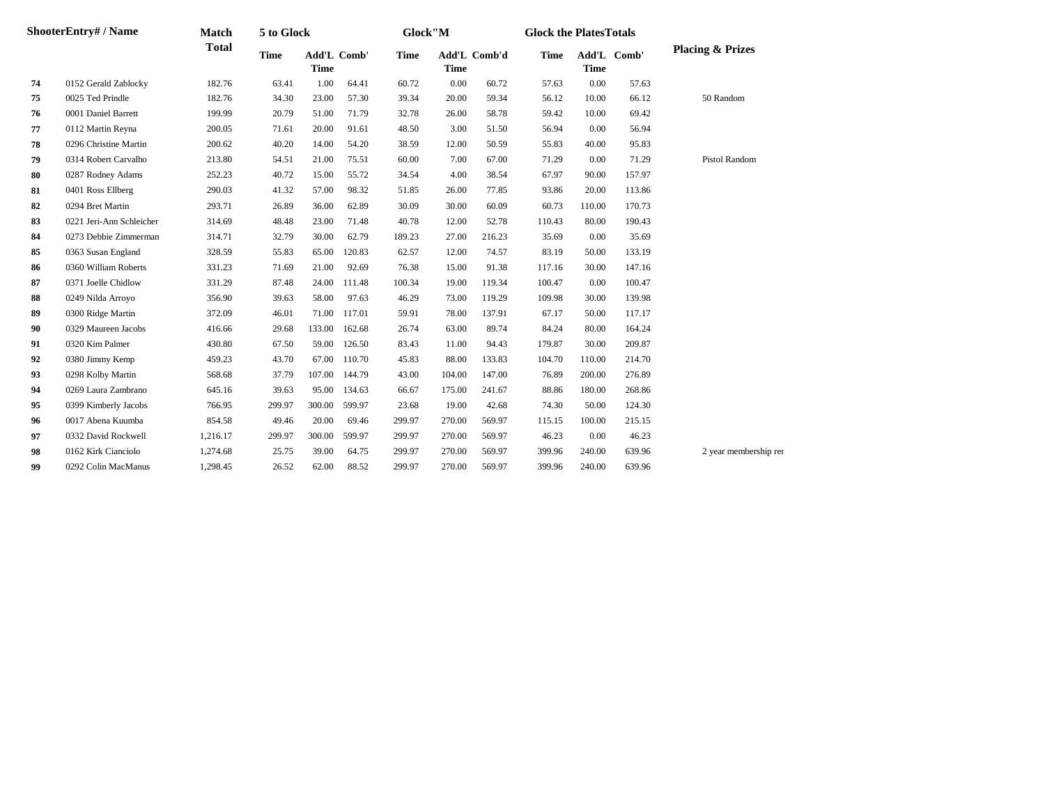| Shooter | Entry# / Name | Match Total | 5 to Glock | | | Glock"M | | | Glock the Plates | Totals | | Placing & Prizes |
|---|---|---|---|---|---|---|---|---|---|---|---|---|
| | | | Time | Add'L Time | Comb' | Time | Add'L Time | Comb'd | Time | Add'L Time | Comb' | |
| 74 | 0152 Gerald Zablocky | 182.76 | 63.41 | 1.00 | 64.41 | 60.72 | 0.00 | 60.72 | 57.63 | 0.00 | 57.63 | |
| 75 | 0025 Ted Prindle | 182.76 | 34.30 | 23.00 | 57.30 | 39.34 | 20.00 | 59.34 | 56.12 | 10.00 | 66.12 | 50 Random |
| 76 | 0001 Daniel Barrett | 199.99 | 20.79 | 51.00 | 71.79 | 32.78 | 26.00 | 58.78 | 59.42 | 10.00 | 69.42 | |
| 77 | 0112 Martin Reyna | 200.05 | 71.61 | 20.00 | 91.61 | 48.50 | 3.00 | 51.50 | 56.94 | 0.00 | 56.94 | |
| 78 | 0296 Christine Martin | 200.62 | 40.20 | 14.00 | 54.20 | 38.59 | 12.00 | 50.59 | 55.83 | 40.00 | 95.83 | |
| 79 | 0314 Robert Carvalho | 213.80 | 54.51 | 21.00 | 75.51 | 60.00 | 7.00 | 67.00 | 71.29 | 0.00 | 71.29 | Pistol Random |
| 80 | 0287 Rodney Adams | 252.23 | 40.72 | 15.00 | 55.72 | 34.54 | 4.00 | 38.54 | 67.97 | 90.00 | 157.97 | |
| 81 | 0401 Ross Ellberg | 290.03 | 41.32 | 57.00 | 98.32 | 51.85 | 26.00 | 77.85 | 93.86 | 20.00 | 113.86 | |
| 82 | 0294 Bret Martin | 293.71 | 26.89 | 36.00 | 62.89 | 30.09 | 30.00 | 60.09 | 60.73 | 110.00 | 170.73 | |
| 83 | 0221 Jeri-Ann Schleicher | 314.69 | 48.48 | 23.00 | 71.48 | 40.78 | 12.00 | 52.78 | 110.43 | 80.00 | 190.43 | |
| 84 | 0273 Debbie Zimmerman | 314.71 | 32.79 | 30.00 | 62.79 | 189.23 | 27.00 | 216.23 | 35.69 | 0.00 | 35.69 | |
| 85 | 0363 Susan England | 328.59 | 55.83 | 65.00 | 120.83 | 62.57 | 12.00 | 74.57 | 83.19 | 50.00 | 133.19 | |
| 86 | 0360 William Roberts | 331.23 | 71.69 | 21.00 | 92.69 | 76.38 | 15.00 | 91.38 | 117.16 | 30.00 | 147.16 | |
| 87 | 0371 Joelle Chidlow | 331.29 | 87.48 | 24.00 | 111.48 | 100.34 | 19.00 | 119.34 | 100.47 | 0.00 | 100.47 | |
| 88 | 0249 Nilda Arroyo | 356.90 | 39.63 | 58.00 | 97.63 | 46.29 | 73.00 | 119.29 | 109.98 | 30.00 | 139.98 | |
| 89 | 0300 Ridge Martin | 372.09 | 46.01 | 71.00 | 117.01 | 59.91 | 78.00 | 137.91 | 67.17 | 50.00 | 117.17 | |
| 90 | 0329 Maureen Jacobs | 416.66 | 29.68 | 133.00 | 162.68 | 26.74 | 63.00 | 89.74 | 84.24 | 80.00 | 164.24 | |
| 91 | 0320 Kim Palmer | 430.80 | 67.50 | 59.00 | 126.50 | 83.43 | 11.00 | 94.43 | 179.87 | 30.00 | 209.87 | |
| 92 | 0380 Jimmy Kemp | 459.23 | 43.70 | 67.00 | 110.70 | 45.83 | 88.00 | 133.83 | 104.70 | 110.00 | 214.70 | |
| 93 | 0298 Kolby Martin | 568.68 | 37.79 | 107.00 | 144.79 | 43.00 | 104.00 | 147.00 | 76.89 | 200.00 | 276.89 | |
| 94 | 0269 Laura Zambrano | 645.16 | 39.63 | 95.00 | 134.63 | 66.67 | 175.00 | 241.67 | 88.86 | 180.00 | 268.86 | |
| 95 | 0399 Kimberly Jacobs | 766.95 | 299.97 | 300.00 | 599.97 | 23.68 | 19.00 | 42.68 | 74.30 | 50.00 | 124.30 | |
| 96 | 0017 Abena Kuumba | 854.58 | 49.46 | 20.00 | 69.46 | 299.97 | 270.00 | 569.97 | 115.15 | 100.00 | 215.15 | |
| 97 | 0332 David Rockwell | 1,216.17 | 299.97 | 300.00 | 599.97 | 299.97 | 270.00 | 569.97 | 46.23 | 0.00 | 46.23 | |
| 98 | 0162 Kirk Cianciolo | 1,274.68 | 25.75 | 39.00 | 64.75 | 299.97 | 270.00 | 569.97 | 399.96 | 240.00 | 639.96 | 2 year membership rer |
| 99 | 0292 Colin MacManus | 1,298.45 | 26.52 | 62.00 | 88.52 | 299.97 | 270.00 | 569.97 | 399.96 | 240.00 | 639.96 | |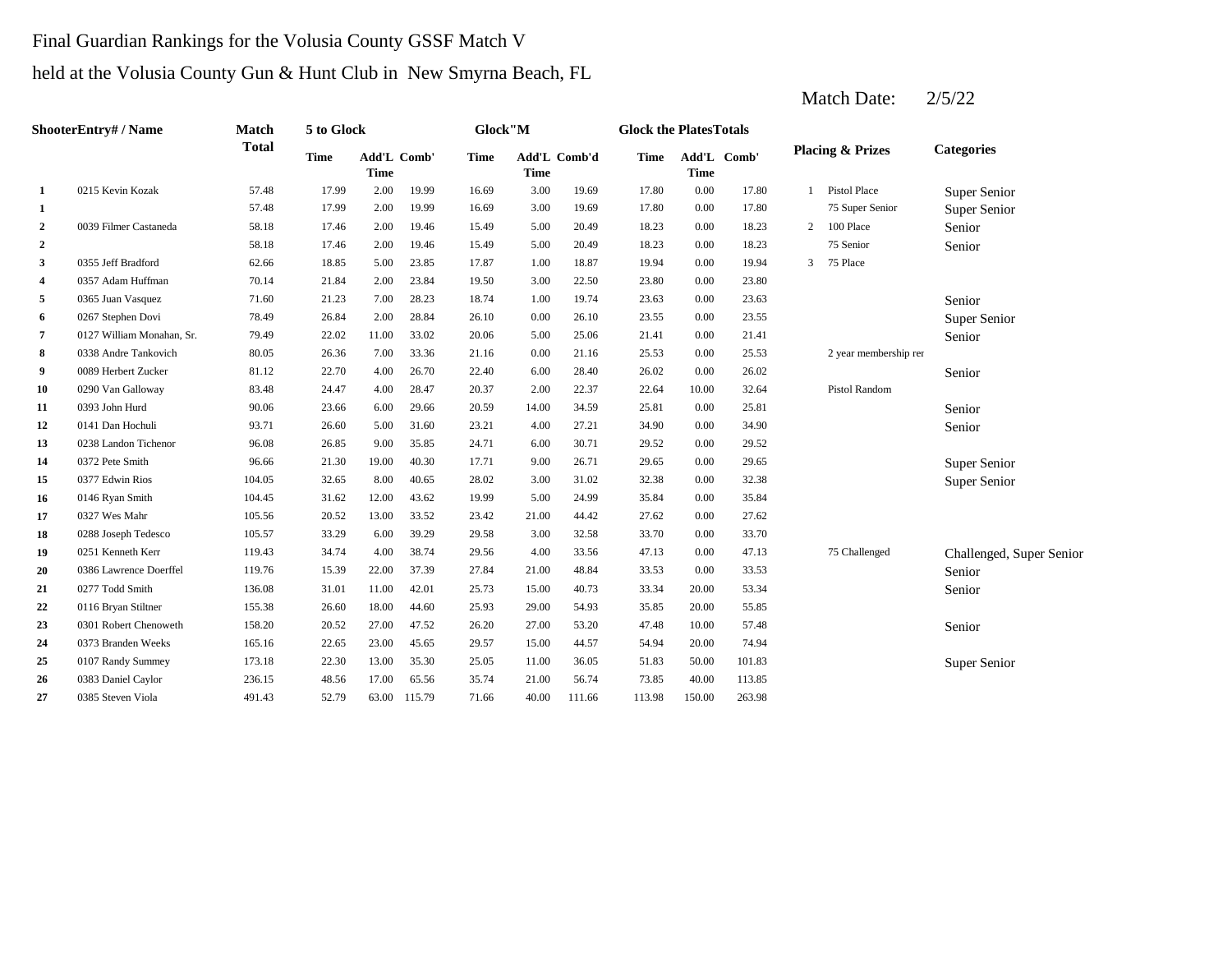Final Guardian Rankings for the Volusia County GSSF Match V

held at the Volusia County Gun & Hunt Club in New Smyrna Beach, FL

Match Date: 2/5/22

| Shooter | Entry# / Name | Match Total | 5 to Glock | | | Glock"M | | | Glock the Plates | | | Placing & Prizes | | Categories |
|---|---|---|---|---|---|---|---|---|---|---|---|---|---|---|
| | | | Time | Add'L Time | Comb' | Time | Add'L Time | Comb'd | Time | Add'L Time | Comb' | | | |
| 1 | 0215 Kevin Kozak | 57.48 | 17.99 | 2.00 | 19.99 | 16.69 | 3.00 | 19.69 | 17.80 | 0.00 | 17.80 | 1 | Pistol Place | Super Senior |
| 1 | | 57.48 | 17.99 | 2.00 | 19.99 | 16.69 | 3.00 | 19.69 | 17.80 | 0.00 | 17.80 | | 75 Super Senior | Super Senior |
| 2 | 0039 Filmer Castaneda | 58.18 | 17.46 | 2.00 | 19.46 | 15.49 | 5.00 | 20.49 | 18.23 | 0.00 | 18.23 | 2 | 100 Place | Senior |
| 2 | | 58.18 | 17.46 | 2.00 | 19.46 | 15.49 | 5.00 | 20.49 | 18.23 | 0.00 | 18.23 | | 75 Senior | Senior |
| 3 | 0355 Jeff Bradford | 62.66 | 18.85 | 5.00 | 23.85 | 17.87 | 1.00 | 18.87 | 19.94 | 0.00 | 19.94 | 3 | 75 Place | |
| 4 | 0357 Adam Huffman | 70.14 | 21.84 | 2.00 | 23.84 | 19.50 | 3.00 | 22.50 | 23.80 | 0.00 | 23.80 | | | |
| 5 | 0365 Juan Vasquez | 71.60 | 21.23 | 7.00 | 28.23 | 18.74 | 1.00 | 19.74 | 23.63 | 0.00 | 23.63 | | | Senior |
| 6 | 0267 Stephen Dovi | 78.49 | 26.84 | 2.00 | 28.84 | 26.10 | 0.00 | 26.10 | 23.55 | 0.00 | 23.55 | | | Super Senior |
| 7 | 0127 William Monahan, Sr. | 79.49 | 22.02 | 11.00 | 33.02 | 20.06 | 5.00 | 25.06 | 21.41 | 0.00 | 21.41 | | | Senior |
| 8 | 0338 Andre Tankovich | 80.05 | 26.36 | 7.00 | 33.36 | 21.16 | 0.00 | 21.16 | 25.53 | 0.00 | 25.53 | | 2 year membership rer | |
| 9 | 0089 Herbert Zucker | 81.12 | 22.70 | 4.00 | 26.70 | 22.40 | 6.00 | 28.40 | 26.02 | 0.00 | 26.02 | | | Senior |
| 10 | 0290 Van Galloway | 83.48 | 24.47 | 4.00 | 28.47 | 20.37 | 2.00 | 22.37 | 22.64 | 10.00 | 32.64 | | Pistol Random | |
| 11 | 0393 John Hurd | 90.06 | 23.66 | 6.00 | 29.66 | 20.59 | 14.00 | 34.59 | 25.81 | 0.00 | 25.81 | | | Senior |
| 12 | 0141 Dan Hochuli | 93.71 | 26.60 | 5.00 | 31.60 | 23.21 | 4.00 | 27.21 | 34.90 | 0.00 | 34.90 | | | Senior |
| 13 | 0238 Landon Tichenor | 96.08 | 26.85 | 9.00 | 35.85 | 24.71 | 6.00 | 30.71 | 29.52 | 0.00 | 29.52 | | | |
| 14 | 0372 Pete Smith | 96.66 | 21.30 | 19.00 | 40.30 | 17.71 | 9.00 | 26.71 | 29.65 | 0.00 | 29.65 | | | Super Senior |
| 15 | 0377 Edwin Rios | 104.05 | 32.65 | 8.00 | 40.65 | 28.02 | 3.00 | 31.02 | 32.38 | 0.00 | 32.38 | | | Super Senior |
| 16 | 0146 Ryan Smith | 104.45 | 31.62 | 12.00 | 43.62 | 19.99 | 5.00 | 24.99 | 35.84 | 0.00 | 35.84 | | | |
| 17 | 0327 Wes Mahr | 105.56 | 20.52 | 13.00 | 33.52 | 23.42 | 21.00 | 44.42 | 27.62 | 0.00 | 27.62 | | | |
| 18 | 0288 Joseph Tedesco | 105.57 | 33.29 | 6.00 | 39.29 | 29.58 | 3.00 | 32.58 | 33.70 | 0.00 | 33.70 | | | |
| 19 | 0251 Kenneth Kerr | 119.43 | 34.74 | 4.00 | 38.74 | 29.56 | 4.00 | 33.56 | 47.13 | 0.00 | 47.13 | | 75 Challenged | Challenged, Super Senior |
| 20 | 0386 Lawrence Doerffel | 119.76 | 15.39 | 22.00 | 37.39 | 27.84 | 21.00 | 48.84 | 33.53 | 0.00 | 33.53 | | | Senior |
| 21 | 0277 Todd Smith | 136.08 | 31.01 | 11.00 | 42.01 | 25.73 | 15.00 | 40.73 | 33.34 | 20.00 | 53.34 | | | Senior |
| 22 | 0116 Bryan Stiltner | 155.38 | 26.60 | 18.00 | 44.60 | 25.93 | 29.00 | 54.93 | 35.85 | 20.00 | 55.85 | | | |
| 23 | 0301 Robert Chenoweth | 158.20 | 20.52 | 27.00 | 47.52 | 26.20 | 27.00 | 53.20 | 47.48 | 10.00 | 57.48 | | | Senior |
| 24 | 0373 Branden Weeks | 165.16 | 22.65 | 23.00 | 45.65 | 29.57 | 15.00 | 44.57 | 54.94 | 20.00 | 74.94 | | | |
| 25 | 0107 Randy Summey | 173.18 | 22.30 | 13.00 | 35.30 | 25.05 | 11.00 | 36.05 | 51.83 | 50.00 | 101.83 | | | Super Senior |
| 26 | 0383 Daniel Caylor | 236.15 | 48.56 | 17.00 | 65.56 | 35.74 | 21.00 | 56.74 | 73.85 | 40.00 | 113.85 | | | |
| 27 | 0385 Steven Viola | 491.43 | 52.79 | 63.00 | 115.79 | 71.66 | 40.00 | 111.66 | 113.98 | 150.00 | 263.98 | | | |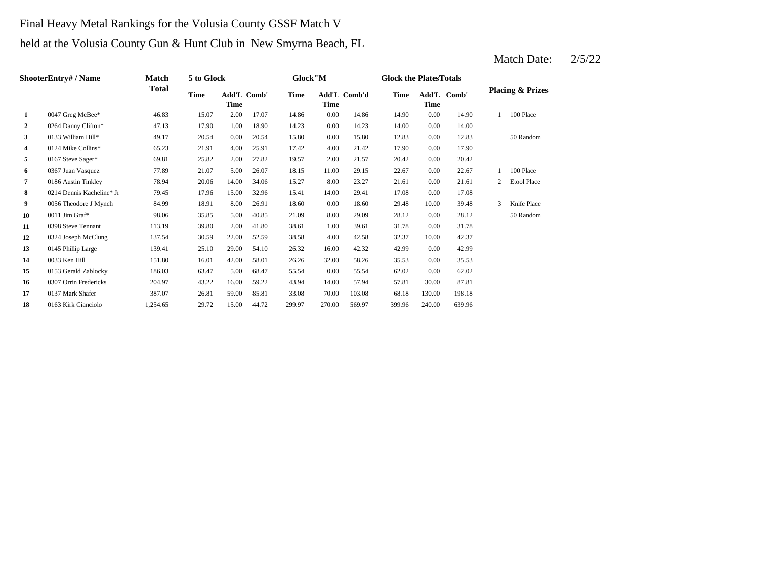Final Heavy Metal Rankings for the Volusia County GSSF Match V

held at the Volusia County Gun & Hunt Club in New Smyrna Beach, FL

Match Date: 2/5/22

| Shooter | Entry# / Name | Match Total | 5 to Glock | | | Glock"M | | | Glock the Plates | | | Totals | Placing & Prizes | |
|---|---|---|---|---|---|---|---|---|---|---|---|---|---|---|
| | | | Time | Add'L Time | Comb' | Time | Add'L Time | Comb'd | Time | Add'L Time | Comb' | | | |
| 1 | 0047 Greg McBee* | 46.83 | 15.07 | 2.00 | 17.07 | 14.86 | 0.00 | 14.86 | 14.90 | 0.00 | 14.90 | | 1 | 100 Place |
| 2 | 0264 Danny Clifton* | 47.13 | 17.90 | 1.00 | 18.90 | 14.23 | 0.00 | 14.23 | 14.00 | 0.00 | 14.00 | | | |
| 3 | 0133 William Hill* | 49.17 | 20.54 | 0.00 | 20.54 | 15.80 | 0.00 | 15.80 | 12.83 | 0.00 | 12.83 | | | 50 Random |
| 4 | 0124 Mike Collins* | 65.23 | 21.91 | 4.00 | 25.91 | 17.42 | 4.00 | 21.42 | 17.90 | 0.00 | 17.90 | | | |
| 5 | 0167 Steve Sager* | 69.81 | 25.82 | 2.00 | 27.82 | 19.57 | 2.00 | 21.57 | 20.42 | 0.00 | 20.42 | | | |
| 6 | 0367 Juan Vasquez | 77.89 | 21.07 | 5.00 | 26.07 | 18.15 | 11.00 | 29.15 | 22.67 | 0.00 | 22.67 | | 1 | 100 Place |
| 7 | 0186 Austin Tinkley | 78.94 | 20.06 | 14.00 | 34.06 | 15.27 | 8.00 | 23.27 | 21.61 | 0.00 | 21.61 | | 2 | Etool Place |
| 8 | 0214 Dennis Kacheline* Jr | 79.45 | 17.96 | 15.00 | 32.96 | 15.41 | 14.00 | 29.41 | 17.08 | 0.00 | 17.08 | | | |
| 9 | 0056 Theodore J Mynch | 84.99 | 18.91 | 8.00 | 26.91 | 18.60 | 0.00 | 18.60 | 29.48 | 10.00 | 39.48 | | 3 | Knife Place |
| 10 | 0011 Jim Graf* | 98.06 | 35.85 | 5.00 | 40.85 | 21.09 | 8.00 | 29.09 | 28.12 | 0.00 | 28.12 | | | 50 Random |
| 11 | 0398 Steve Tennant | 113.19 | 39.80 | 2.00 | 41.80 | 38.61 | 1.00 | 39.61 | 31.78 | 0.00 | 31.78 | | | |
| 12 | 0324 Joseph McClung | 137.54 | 30.59 | 22.00 | 52.59 | 38.58 | 4.00 | 42.58 | 32.37 | 10.00 | 42.37 | | | |
| 13 | 0145 Phillip Large | 139.41 | 25.10 | 29.00 | 54.10 | 26.32 | 16.00 | 42.32 | 42.99 | 0.00 | 42.99 | | | |
| 14 | 0033 Ken Hill | 151.80 | 16.01 | 42.00 | 58.01 | 26.26 | 32.00 | 58.26 | 35.53 | 0.00 | 35.53 | | | |
| 15 | 0153 Gerald Zablocky | 186.03 | 63.47 | 5.00 | 68.47 | 55.54 | 0.00 | 55.54 | 62.02 | 0.00 | 62.02 | | | |
| 16 | 0307 Orrin Fredericks | 204.97 | 43.22 | 16.00 | 59.22 | 43.94 | 14.00 | 57.94 | 57.81 | 30.00 | 87.81 | | | |
| 17 | 0137 Mark Shafer | 387.07 | 26.81 | 59.00 | 85.81 | 33.08 | 70.00 | 103.08 | 68.18 | 130.00 | 198.18 | | | |
| 18 | 0163 Kirk Cianciolo | 1,254.65 | 29.72 | 15.00 | 44.72 | 299.97 | 270.00 | 569.97 | 399.96 | 240.00 | 639.96 | | | |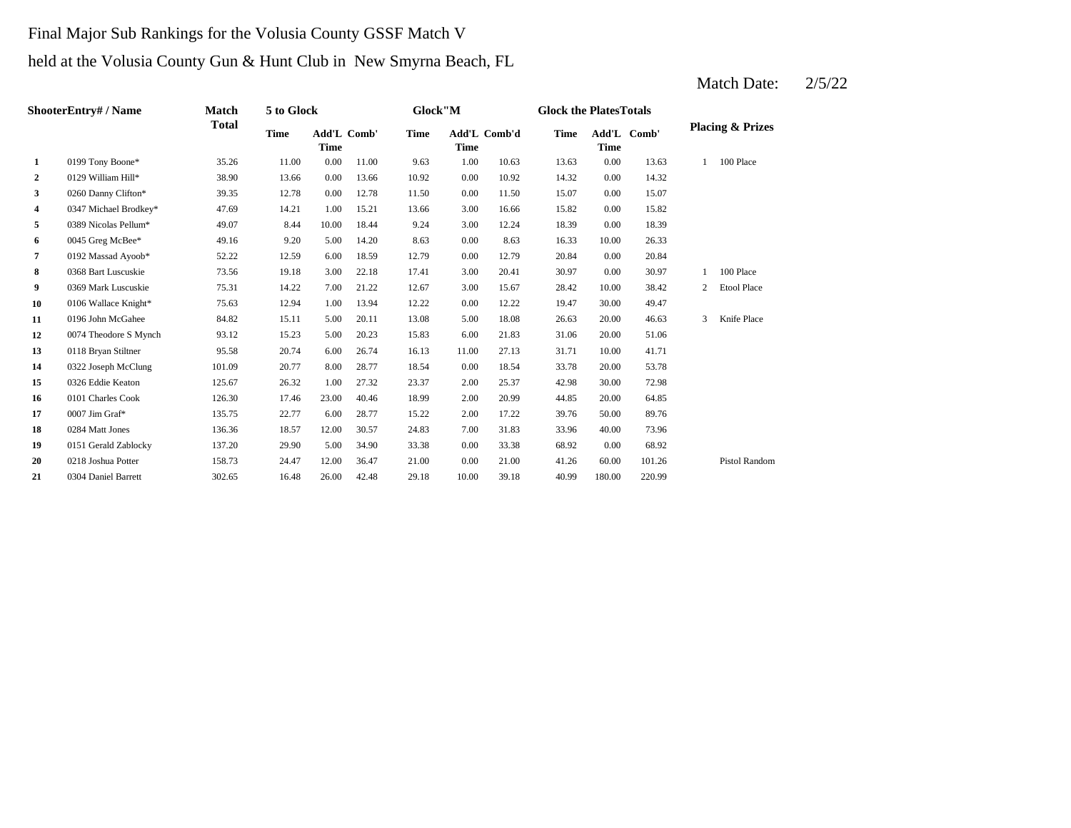Final Major Sub Rankings for the Volusia County GSSF Match V

held at the Volusia County Gun & Hunt Club in New Smyrna Beach, FL

Match Date: 2/5/22

| Shooter | Entry# / Name | Match Total | 5 to Glock | | | Glock"M | | | Glock the Plates | | | Totals | Placing & Prizes | |
|---|---|---|---|---|---|---|---|---|---|---|---|---|---|---|
| | | | Time | Add'L Time | Comb' | Time | Add'L Time | Comb'd | Time | Add'L Time | Comb' | | | |
| 1 | 0199 Tony Boone* | 35.26 | 11.00 | 0.00 | 11.00 | 9.63 | 1.00 | 10.63 | 13.63 | 0.00 | 13.63 | | 1 | 100 Place |
| 2 | 0129 William Hill* | 38.90 | 13.66 | 0.00 | 13.66 | 10.92 | 0.00 | 10.92 | 14.32 | 0.00 | 14.32 | | | |
| 3 | 0260 Danny Clifton* | 39.35 | 12.78 | 0.00 | 12.78 | 11.50 | 0.00 | 11.50 | 15.07 | 0.00 | 15.07 | | | |
| 4 | 0347 Michael Brodkey* | 47.69 | 14.21 | 1.00 | 15.21 | 13.66 | 3.00 | 16.66 | 15.82 | 0.00 | 15.82 | | | |
| 5 | 0389 Nicolas Pellum* | 49.07 | 8.44 | 10.00 | 18.44 | 9.24 | 3.00 | 12.24 | 18.39 | 0.00 | 18.39 | | | |
| 6 | 0045 Greg McBee* | 49.16 | 9.20 | 5.00 | 14.20 | 8.63 | 0.00 | 8.63 | 16.33 | 10.00 | 26.33 | | | |
| 7 | 0192 Massad Ayoob* | 52.22 | 12.59 | 6.00 | 18.59 | 12.79 | 0.00 | 12.79 | 20.84 | 0.00 | 20.84 | | | |
| 8 | 0368 Bart Luscuskie | 73.56 | 19.18 | 3.00 | 22.18 | 17.41 | 3.00 | 20.41 | 30.97 | 0.00 | 30.97 | | 1 | 100 Place |
| 9 | 0369 Mark Luscuskie | 75.31 | 14.22 | 7.00 | 21.22 | 12.67 | 3.00 | 15.67 | 28.42 | 10.00 | 38.42 | | 2 | Etool Place |
| 10 | 0106 Wallace Knight* | 75.63 | 12.94 | 1.00 | 13.94 | 12.22 | 0.00 | 12.22 | 19.47 | 30.00 | 49.47 | | | |
| 11 | 0196 John McGahee | 84.82 | 15.11 | 5.00 | 20.11 | 13.08 | 5.00 | 18.08 | 26.63 | 20.00 | 46.63 | | 3 | Knife Place |
| 12 | 0074 Theodore S Mynch | 93.12 | 15.23 | 5.00 | 20.23 | 15.83 | 6.00 | 21.83 | 31.06 | 20.00 | 51.06 | | | |
| 13 | 0118 Bryan Stiltner | 95.58 | 20.74 | 6.00 | 26.74 | 16.13 | 11.00 | 27.13 | 31.71 | 10.00 | 41.71 | | | |
| 14 | 0322 Joseph McClung | 101.09 | 20.77 | 8.00 | 28.77 | 18.54 | 0.00 | 18.54 | 33.78 | 20.00 | 53.78 | | | |
| 15 | 0326 Eddie Keaton | 125.67 | 26.32 | 1.00 | 27.32 | 23.37 | 2.00 | 25.37 | 42.98 | 30.00 | 72.98 | | | |
| 16 | 0101 Charles Cook | 126.30 | 17.46 | 23.00 | 40.46 | 18.99 | 2.00 | 20.99 | 44.85 | 20.00 | 64.85 | | | |
| 17 | 0007 Jim Graf* | 135.75 | 22.77 | 6.00 | 28.77 | 15.22 | 2.00 | 17.22 | 39.76 | 50.00 | 89.76 | | | |
| 18 | 0284 Matt Jones | 136.36 | 18.57 | 12.00 | 30.57 | 24.83 | 7.00 | 31.83 | 33.96 | 40.00 | 73.96 | | | |
| 19 | 0151 Gerald Zablocky | 137.20 | 29.90 | 5.00 | 34.90 | 33.38 | 0.00 | 33.38 | 68.92 | 0.00 | 68.92 | | | |
| 20 | 0218 Joshua Potter | 158.73 | 24.47 | 12.00 | 36.47 | 21.00 | 0.00 | 21.00 | 41.26 | 60.00 | 101.26 | | | Pistol Random |
| 21 | 0304 Daniel Barrett | 302.65 | 16.48 | 26.00 | 42.48 | 29.18 | 10.00 | 39.18 | 40.99 | 180.00 | 220.99 | | | |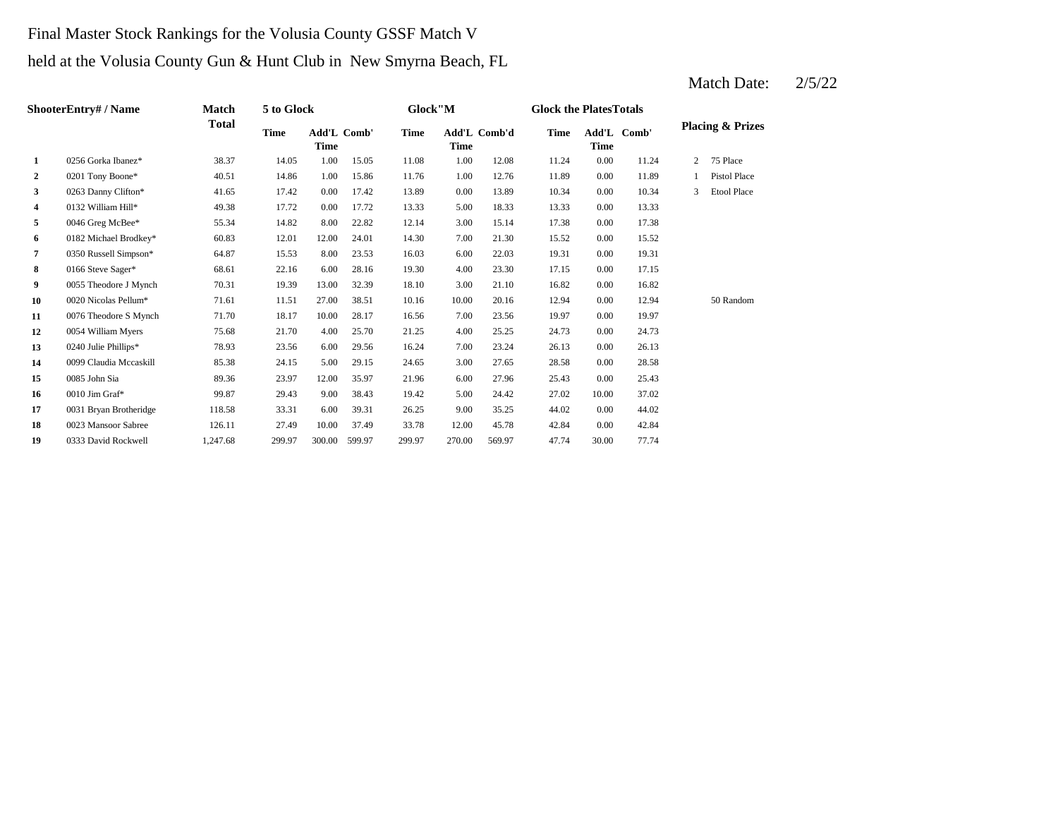Final Master Stock Rankings for the Volusia County GSSF Match V

held at the Volusia County Gun & Hunt Club in New Smyrna Beach, FL

Match Date: 2/5/22

| Shooter | Entry# / Name | Match Total | 5 to Glock | | | Glock"M | | | Glock the Plates | | | Placing & Prizes | |
|---|---|---|---|---|---|---|---|---|---|---|---|---|---|
| | | | Time | Add'L Time | Comb' | Time | Add'L Time | Comb'd | Time | Add'L Time | Comb' | | |
| 1 | 0256 Gorka Ibanez* | 38.37 | 14.05 | 1.00 | 15.05 | 11.08 | 1.00 | 12.08 | 11.24 | 0.00 | 11.24 | 2 | 75 Place |
| 2 | 0201 Tony Boone* | 40.51 | 14.86 | 1.00 | 15.86 | 11.76 | 1.00 | 12.76 | 11.89 | 0.00 | 11.89 | 1 | Pistol Place |
| 3 | 0263 Danny Clifton* | 41.65 | 17.42 | 0.00 | 17.42 | 13.89 | 0.00 | 13.89 | 10.34 | 0.00 | 10.34 | 3 | Etool Place |
| 4 | 0132 William Hill* | 49.38 | 17.72 | 0.00 | 17.72 | 13.33 | 5.00 | 18.33 | 13.33 | 0.00 | 13.33 | | |
| 5 | 0046 Greg McBee* | 55.34 | 14.82 | 8.00 | 22.82 | 12.14 | 3.00 | 15.14 | 17.38 | 0.00 | 17.38 | | |
| 6 | 0182 Michael Brodkey* | 60.83 | 12.01 | 12.00 | 24.01 | 14.30 | 7.00 | 21.30 | 15.52 | 0.00 | 15.52 | | |
| 7 | 0350 Russell Simpson* | 64.87 | 15.53 | 8.00 | 23.53 | 16.03 | 6.00 | 22.03 | 19.31 | 0.00 | 19.31 | | |
| 8 | 0166 Steve Sager* | 68.61 | 22.16 | 6.00 | 28.16 | 19.30 | 4.00 | 23.30 | 17.15 | 0.00 | 17.15 | | |
| 9 | 0055 Theodore J Mynch | 70.31 | 19.39 | 13.00 | 32.39 | 18.10 | 3.00 | 21.10 | 16.82 | 0.00 | 16.82 | | |
| 10 | 0020 Nicolas Pellum* | 71.61 | 11.51 | 27.00 | 38.51 | 10.16 | 10.00 | 20.16 | 12.94 | 0.00 | 12.94 | | 50 Random |
| 11 | 0076 Theodore S Mynch | 71.70 | 18.17 | 10.00 | 28.17 | 16.56 | 7.00 | 23.56 | 19.97 | 0.00 | 19.97 | | |
| 12 | 0054 William Myers | 75.68 | 21.70 | 4.00 | 25.70 | 21.25 | 4.00 | 25.25 | 24.73 | 0.00 | 24.73 | | |
| 13 | 0240 Julie Phillips* | 78.93 | 23.56 | 6.00 | 29.56 | 16.24 | 7.00 | 23.24 | 26.13 | 0.00 | 26.13 | | |
| 14 | 0099 Claudia Mccaskill | 85.38 | 24.15 | 5.00 | 29.15 | 24.65 | 3.00 | 27.65 | 28.58 | 0.00 | 28.58 | | |
| 15 | 0085 John Sia | 89.36 | 23.97 | 12.00 | 35.97 | 21.96 | 6.00 | 27.96 | 25.43 | 0.00 | 25.43 | | |
| 16 | 0010 Jim Graf* | 99.87 | 29.43 | 9.00 | 38.43 | 19.42 | 5.00 | 24.42 | 27.02 | 10.00 | 37.02 | | |
| 17 | 0031 Bryan Brotheridge | 118.58 | 33.31 | 6.00 | 39.31 | 26.25 | 9.00 | 35.25 | 44.02 | 0.00 | 44.02 | | |
| 18 | 0023 Mansoor Sabree | 126.11 | 27.49 | 10.00 | 37.49 | 33.78 | 12.00 | 45.78 | 42.84 | 0.00 | 42.84 | | |
| 19 | 0333 David Rockwell | 1,247.68 | 299.97 | 300.00 | 599.97 | 299.97 | 270.00 | 569.97 | 47.74 | 30.00 | 77.74 | | |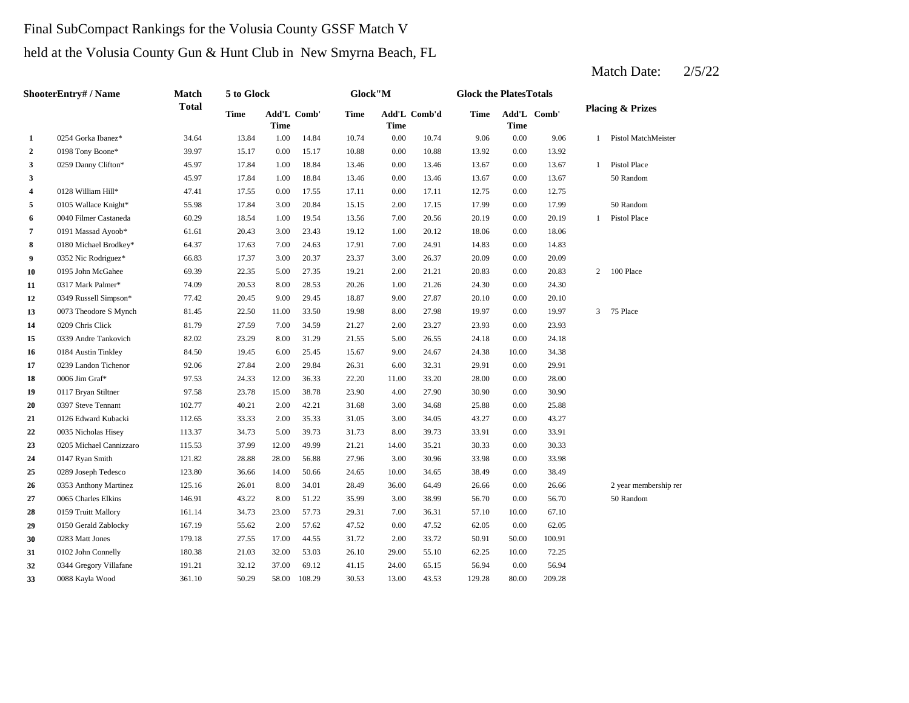Final SubCompact Rankings for the Volusia County GSSF Match V

held at the Volusia County Gun & Hunt Club in New Smyrna Beach, FL

Match Date: 2/5/22

| Shooter | Entry# / Name | Match Total | 5 to Glock | | | Glock"M | | | Glock the Plates | | | Totals | |
|---|---|---|---|---|---|---|---|---|---|---|---|---|---|
| | | | Time | Add'L Time | Comb' | Time | Add'L Time | Comb'd | Time | Add'L Time | Comb' | Placing & Prizes | |
| 1 | 0254 Gorka Ibanez* | 34.64 | 13.84 | 1.00 | 14.84 | 10.74 | 0.00 | 10.74 | 9.06 | 0.00 | 9.06 | 1 | Pistol MatchMeister |
| 2 | 0198 Tony Boone* | 39.97 | 15.17 | 0.00 | 15.17 | 10.88 | 0.00 | 10.88 | 13.92 | 0.00 | 13.92 | | |
| 3 | 0259 Danny Clifton* | 45.97 | 17.84 | 1.00 | 18.84 | 13.46 | 0.00 | 13.46 | 13.67 | 0.00 | 13.67 | 1 | Pistol Place |
| 3 | | 45.97 | 17.84 | 1.00 | 18.84 | 13.46 | 0.00 | 13.46 | 13.67 | 0.00 | 13.67 | | 50 Random |
| 4 | 0128 William Hill* | 47.41 | 17.55 | 0.00 | 17.55 | 17.11 | 0.00 | 17.11 | 12.75 | 0.00 | 12.75 | | |
| 5 | 0105 Wallace Knight* | 55.98 | 17.84 | 3.00 | 20.84 | 15.15 | 2.00 | 17.15 | 17.99 | 0.00 | 17.99 | | 50 Random |
| 6 | 0040 Filmer Castaneda | 60.29 | 18.54 | 1.00 | 19.54 | 13.56 | 7.00 | 20.56 | 20.19 | 0.00 | 20.19 | 1 | Pistol Place |
| 7 | 0191 Massad Ayoob* | 61.61 | 20.43 | 3.00 | 23.43 | 19.12 | 1.00 | 20.12 | 18.06 | 0.00 | 18.06 | | |
| 8 | 0180 Michael Brodkey* | 64.37 | 17.63 | 7.00 | 24.63 | 17.91 | 7.00 | 24.91 | 14.83 | 0.00 | 14.83 | | |
| 9 | 0352 Nic Rodriguez* | 66.83 | 17.37 | 3.00 | 20.37 | 23.37 | 3.00 | 26.37 | 20.09 | 0.00 | 20.09 | | |
| 10 | 0195 John McGahee | 69.39 | 22.35 | 5.00 | 27.35 | 19.21 | 2.00 | 21.21 | 20.83 | 0.00 | 20.83 | 2 | 100 Place |
| 11 | 0317 Mark Palmer* | 74.09 | 20.53 | 8.00 | 28.53 | 20.26 | 1.00 | 21.26 | 24.30 | 0.00 | 24.30 | | |
| 12 | 0349 Russell Simpson* | 77.42 | 20.45 | 9.00 | 29.45 | 18.87 | 9.00 | 27.87 | 20.10 | 0.00 | 20.10 | | |
| 13 | 0073 Theodore S Mynch | 81.45 | 22.50 | 11.00 | 33.50 | 19.98 | 8.00 | 27.98 | 19.97 | 0.00 | 19.97 | 3 | 75 Place |
| 14 | 0209 Chris Click | 81.79 | 27.59 | 7.00 | 34.59 | 21.27 | 2.00 | 23.27 | 23.93 | 0.00 | 23.93 | | |
| 15 | 0339 Andre Tankovich | 82.02 | 23.29 | 8.00 | 31.29 | 21.55 | 5.00 | 26.55 | 24.18 | 0.00 | 24.18 | | |
| 16 | 0184 Austin Tinkley | 84.50 | 19.45 | 6.00 | 25.45 | 15.67 | 9.00 | 24.67 | 24.38 | 10.00 | 34.38 | | |
| 17 | 0239 Landon Tichenor | 92.06 | 27.84 | 2.00 | 29.84 | 26.31 | 6.00 | 32.31 | 29.91 | 0.00 | 29.91 | | |
| 18 | 0006 Jim Graf* | 97.53 | 24.33 | 12.00 | 36.33 | 22.20 | 11.00 | 33.20 | 28.00 | 0.00 | 28.00 | | |
| 19 | 0117 Bryan Stiltner | 97.58 | 23.78 | 15.00 | 38.78 | 23.90 | 4.00 | 27.90 | 30.90 | 0.00 | 30.90 | | |
| 20 | 0397 Steve Tennant | 102.77 | 40.21 | 2.00 | 42.21 | 31.68 | 3.00 | 34.68 | 25.88 | 0.00 | 25.88 | | |
| 21 | 0126 Edward Kubacki | 112.65 | 33.33 | 2.00 | 35.33 | 31.05 | 3.00 | 34.05 | 43.27 | 0.00 | 43.27 | | |
| 22 | 0035 Nicholas Hisey | 113.37 | 34.73 | 5.00 | 39.73 | 31.73 | 8.00 | 39.73 | 33.91 | 0.00 | 33.91 | | |
| 23 | 0205 Michael Cannizzaro | 115.53 | 37.99 | 12.00 | 49.99 | 21.21 | 14.00 | 35.21 | 30.33 | 0.00 | 30.33 | | |
| 24 | 0147 Ryan Smith | 121.82 | 28.88 | 28.00 | 56.88 | 27.96 | 3.00 | 30.96 | 33.98 | 0.00 | 33.98 | | |
| 25 | 0289 Joseph Tedesco | 123.80 | 36.66 | 14.00 | 50.66 | 24.65 | 10.00 | 34.65 | 38.49 | 0.00 | 38.49 | | |
| 26 | 0353 Anthony Martinez | 125.16 | 26.01 | 8.00 | 34.01 | 28.49 | 36.00 | 64.49 | 26.66 | 0.00 | 26.66 | | 2 year membership rer |
| 27 | 0065 Charles Elkins | 146.91 | 43.22 | 8.00 | 51.22 | 35.99 | 3.00 | 38.99 | 56.70 | 0.00 | 56.70 | | 50 Random |
| 28 | 0159 Truitt Mallory | 161.14 | 34.73 | 23.00 | 57.73 | 29.31 | 7.00 | 36.31 | 57.10 | 10.00 | 67.10 | | |
| 29 | 0150 Gerald Zablocky | 167.19 | 55.62 | 2.00 | 57.62 | 47.52 | 0.00 | 47.52 | 62.05 | 0.00 | 62.05 | | |
| 30 | 0283 Matt Jones | 179.18 | 27.55 | 17.00 | 44.55 | 31.72 | 2.00 | 33.72 | 50.91 | 50.00 | 100.91 | | |
| 31 | 0102 John Connelly | 180.38 | 21.03 | 32.00 | 53.03 | 26.10 | 29.00 | 55.10 | 62.25 | 10.00 | 72.25 | | |
| 32 | 0344 Gregory Villafane | 191.21 | 32.12 | 37.00 | 69.12 | 41.15 | 24.00 | 65.15 | 56.94 | 0.00 | 56.94 | | |
| 33 | 0088 Kayla Wood | 361.10 | 50.29 | 58.00 | 108.29 | 30.53 | 13.00 | 43.53 | 129.28 | 80.00 | 209.28 | | |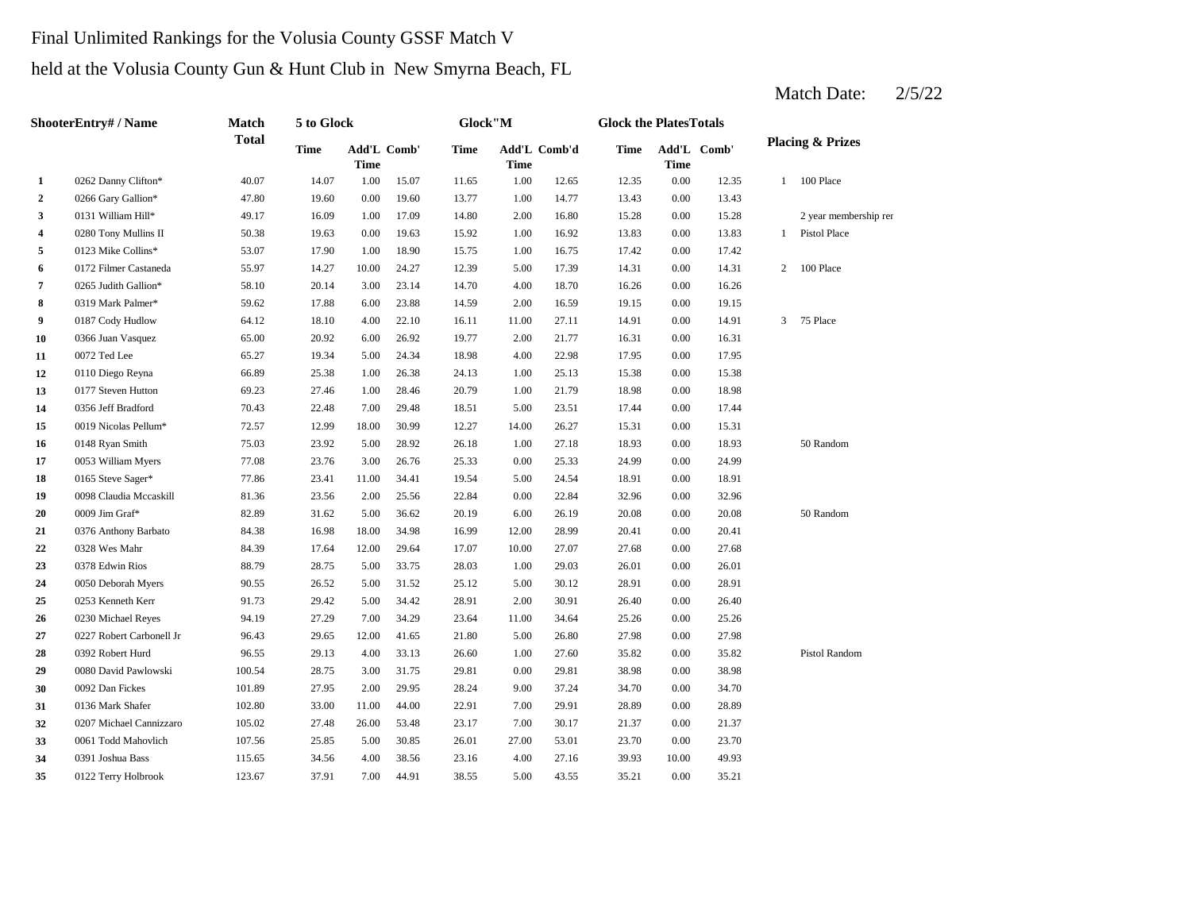Final Unlimited Rankings for the Volusia County GSSF Match V

held at the Volusia County Gun & Hunt Club in New Smyrna Beach, FL

Match Date: 2/5/22

| Shooter | Entry# / Name | Match Total | 5 to Glock | | | Glock"M | | | Glock the Plates | | | Placing & Prizes | |
|---|---|---|---|---|---|---|---|---|---|---|---|---|---|
| | | | Time | Add'L Time | Comb' | Time | Add'L Time | Comb'd | Time | Add'L Time | Comb' | | |
| 1 | 0262 Danny Clifton* | 40.07 | 14.07 | 1.00 | 15.07 | 11.65 | 1.00 | 12.65 | 12.35 | 0.00 | 12.35 | 1 | 100 Place |
| 2 | 0266 Gary Gallion* | 47.80 | 19.60 | 0.00 | 19.60 | 13.77 | 1.00 | 14.77 | 13.43 | 0.00 | 13.43 | | |
| 3 | 0131 William Hill* | 49.17 | 16.09 | 1.00 | 17.09 | 14.80 | 2.00 | 16.80 | 15.28 | 0.00 | 15.28 | | 2 year membership rer |
| 4 | 0280 Tony Mullins II | 50.38 | 19.63 | 0.00 | 19.63 | 15.92 | 1.00 | 16.92 | 13.83 | 0.00 | 13.83 | 1 | Pistol Place |
| 5 | 0123 Mike Collins* | 53.07 | 17.90 | 1.00 | 18.90 | 15.75 | 1.00 | 16.75 | 17.42 | 0.00 | 17.42 | | |
| 6 | 0172 Filmer Castaneda | 55.97 | 14.27 | 10.00 | 24.27 | 12.39 | 5.00 | 17.39 | 14.31 | 0.00 | 14.31 | 2 | 100 Place |
| 7 | 0265 Judith Gallion* | 58.10 | 20.14 | 3.00 | 23.14 | 14.70 | 4.00 | 18.70 | 16.26 | 0.00 | 16.26 | | |
| 8 | 0319 Mark Palmer* | 59.62 | 17.88 | 6.00 | 23.88 | 14.59 | 2.00 | 16.59 | 19.15 | 0.00 | 19.15 | | |
| 9 | 0187 Cody Hudlow | 64.12 | 18.10 | 4.00 | 22.10 | 16.11 | 11.00 | 27.11 | 14.91 | 0.00 | 14.91 | 3 | 75 Place |
| 10 | 0366 Juan Vasquez | 65.00 | 20.92 | 6.00 | 26.92 | 19.77 | 2.00 | 21.77 | 16.31 | 0.00 | 16.31 | | |
| 11 | 0072 Ted Lee | 65.27 | 19.34 | 5.00 | 24.34 | 18.98 | 4.00 | 22.98 | 17.95 | 0.00 | 17.95 | | |
| 12 | 0110 Diego Reyna | 66.89 | 25.38 | 1.00 | 26.38 | 24.13 | 1.00 | 25.13 | 15.38 | 0.00 | 15.38 | | |
| 13 | 0177 Steven Hutton | 69.23 | 27.46 | 1.00 | 28.46 | 20.79 | 1.00 | 21.79 | 18.98 | 0.00 | 18.98 | | |
| 14 | 0356 Jeff Bradford | 70.43 | 22.48 | 7.00 | 29.48 | 18.51 | 5.00 | 23.51 | 17.44 | 0.00 | 17.44 | | |
| 15 | 0019 Nicolas Pellum* | 72.57 | 12.99 | 18.00 | 30.99 | 12.27 | 14.00 | 26.27 | 15.31 | 0.00 | 15.31 | | |
| 16 | 0148 Ryan Smith | 75.03 | 23.92 | 5.00 | 28.92 | 26.18 | 1.00 | 27.18 | 18.93 | 0.00 | 18.93 | | 50 Random |
| 17 | 0053 William Myers | 77.08 | 23.76 | 3.00 | 26.76 | 25.33 | 0.00 | 25.33 | 24.99 | 0.00 | 24.99 | | |
| 18 | 0165 Steve Sager* | 77.86 | 23.41 | 11.00 | 34.41 | 19.54 | 5.00 | 24.54 | 18.91 | 0.00 | 18.91 | | |
| 19 | 0098 Claudia Mccaskill | 81.36 | 23.56 | 2.00 | 25.56 | 22.84 | 0.00 | 22.84 | 32.96 | 0.00 | 32.96 | | |
| 20 | 0009 Jim Graf* | 82.89 | 31.62 | 5.00 | 36.62 | 20.19 | 6.00 | 26.19 | 20.08 | 0.00 | 20.08 | | 50 Random |
| 21 | 0376 Anthony Barbato | 84.38 | 16.98 | 18.00 | 34.98 | 16.99 | 12.00 | 28.99 | 20.41 | 0.00 | 20.41 | | |
| 22 | 0328 Wes Mahr | 84.39 | 17.64 | 12.00 | 29.64 | 17.07 | 10.00 | 27.07 | 27.68 | 0.00 | 27.68 | | |
| 23 | 0378 Edwin Rios | 88.79 | 28.75 | 5.00 | 33.75 | 28.03 | 1.00 | 29.03 | 26.01 | 0.00 | 26.01 | | |
| 24 | 0050 Deborah Myers | 90.55 | 26.52 | 5.00 | 31.52 | 25.12 | 5.00 | 30.12 | 28.91 | 0.00 | 28.91 | | |
| 25 | 0253 Kenneth Kerr | 91.73 | 29.42 | 5.00 | 34.42 | 28.91 | 2.00 | 30.91 | 26.40 | 0.00 | 26.40 | | |
| 26 | 0230 Michael Reyes | 94.19 | 27.29 | 7.00 | 34.29 | 23.64 | 11.00 | 34.64 | 25.26 | 0.00 | 25.26 | | |
| 27 | 0227 Robert Carbonell Jr | 96.43 | 29.65 | 12.00 | 41.65 | 21.80 | 5.00 | 26.80 | 27.98 | 0.00 | 27.98 | | |
| 28 | 0392 Robert Hurd | 96.55 | 29.13 | 4.00 | 33.13 | 26.60 | 1.00 | 27.60 | 35.82 | 0.00 | 35.82 | | Pistol Random |
| 29 | 0080 David Pawlowski | 100.54 | 28.75 | 3.00 | 31.75 | 29.81 | 0.00 | 29.81 | 38.98 | 0.00 | 38.98 | | |
| 30 | 0092 Dan Fickes | 101.89 | 27.95 | 2.00 | 29.95 | 28.24 | 9.00 | 37.24 | 34.70 | 0.00 | 34.70 | | |
| 31 | 0136 Mark Shafer | 102.80 | 33.00 | 11.00 | 44.00 | 22.91 | 7.00 | 29.91 | 28.89 | 0.00 | 28.89 | | |
| 32 | 0207 Michael Cannizzaro | 105.02 | 27.48 | 26.00 | 53.48 | 23.17 | 7.00 | 30.17 | 21.37 | 0.00 | 21.37 | | |
| 33 | 0061 Todd Mahovlich | 107.56 | 25.85 | 5.00 | 30.85 | 26.01 | 27.00 | 53.01 | 23.70 | 0.00 | 23.70 | | |
| 34 | 0391 Joshua Bass | 115.65 | 34.56 | 4.00 | 38.56 | 23.16 | 4.00 | 27.16 | 39.93 | 10.00 | 49.93 | | |
| 35 | 0122 Terry Holbrook | 123.67 | 37.91 | 7.00 | 44.91 | 38.55 | 5.00 | 43.55 | 35.21 | 0.00 | 35.21 | | |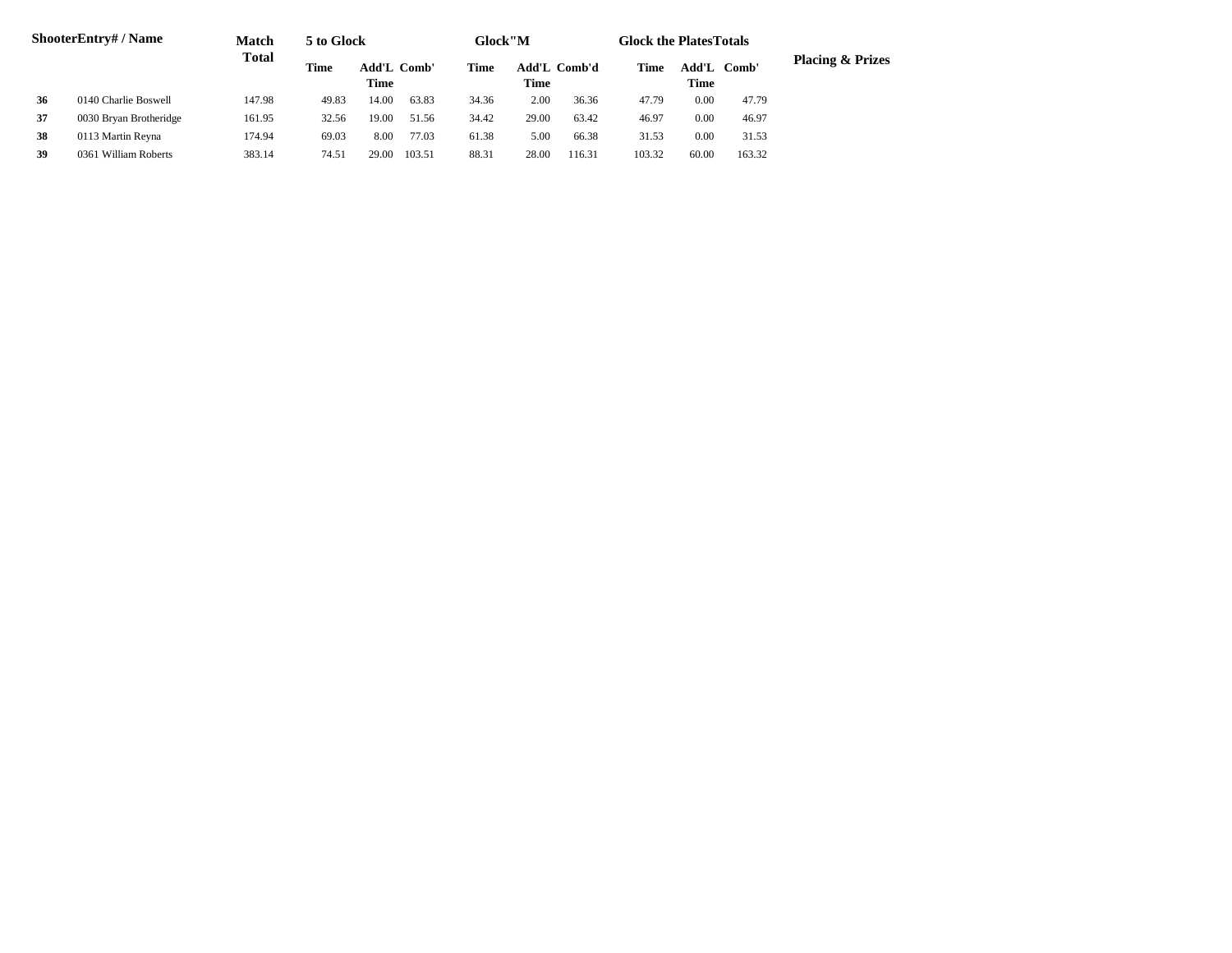| Shooter | Entry# / Name | Match Total | 5 to Glock | | | Glock"M | | | Glock the Plates | | | Totals | Placing & Prizes |
|---|---|---|---|---|---|---|---|---|---|---|---|---|---|
| | | | Time | Add'L Time | Comb' | Time | Add'L Time | Comb'd | Time | Add'L Time | Comb' | | |
| 36 | 0140 Charlie Boswell | 147.98 | 49.83 | 14.00 | 63.83 | 34.36 | 2.00 | 36.36 | 47.79 | 0.00 | 47.79 | | |
| 37 | 0030 Bryan Brotheridge | 161.95 | 32.56 | 19.00 | 51.56 | 34.42 | 29.00 | 63.42 | 46.97 | 0.00 | 46.97 | | |
| 38 | 0113 Martin Reyna | 174.94 | 69.03 | 8.00 | 77.03 | 61.38 | 5.00 | 66.38 | 31.53 | 0.00 | 31.53 | | |
| 39 | 0361 William Roberts | 383.14 | 74.51 | 29.00 | 103.51 | 88.31 | 28.00 | 116.31 | 103.32 | 60.00 | 163.32 | | |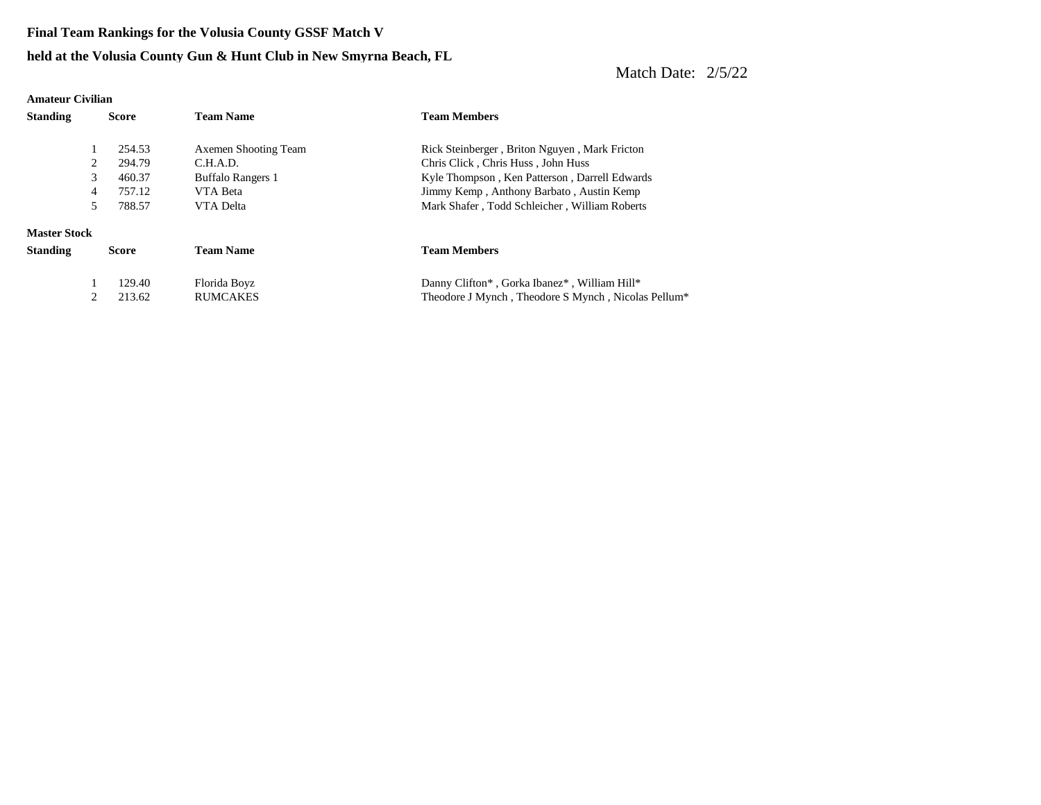**Final Team Rankings for the Volusia County GSSF Match V**

**held at the Volusia County Gun & Hunt Club in New Smyrna Beach, FL**

Match Date: 2/5/22

**Amateur Civilian**

| Standing | Score | Team Name | Team Members |
|---|---|---|---|
| 1 | 254.53 | Axemen Shooting Team | Rick Steinberger , Briton Nguyen , Mark Fricton |
| 2 | 294.79 | C.H.A.D. | Chris Click , Chris Huss , John Huss |
| 3 | 460.37 | Buffalo Rangers 1 | Kyle Thompson , Ken Patterson , Darrell Edwards |
| 4 | 757.12 | VTA Beta | Jimmy Kemp , Anthony Barbato , Austin Kemp |
| 5 | 788.57 | VTA Delta | Mark Shafer , Todd Schleicher , William Roberts |

**Master Stock**

| Standing | Score | Team Name | Team Members |
|---|---|---|---|
| 1 | 129.40 | Florida Boyz | Danny Clifton* , Gorka Ibanez* , William Hill* |
| 2 | 213.62 | RUMCAKES | Theodore J Mynch , Theodore S Mynch , Nicolas Pellum* |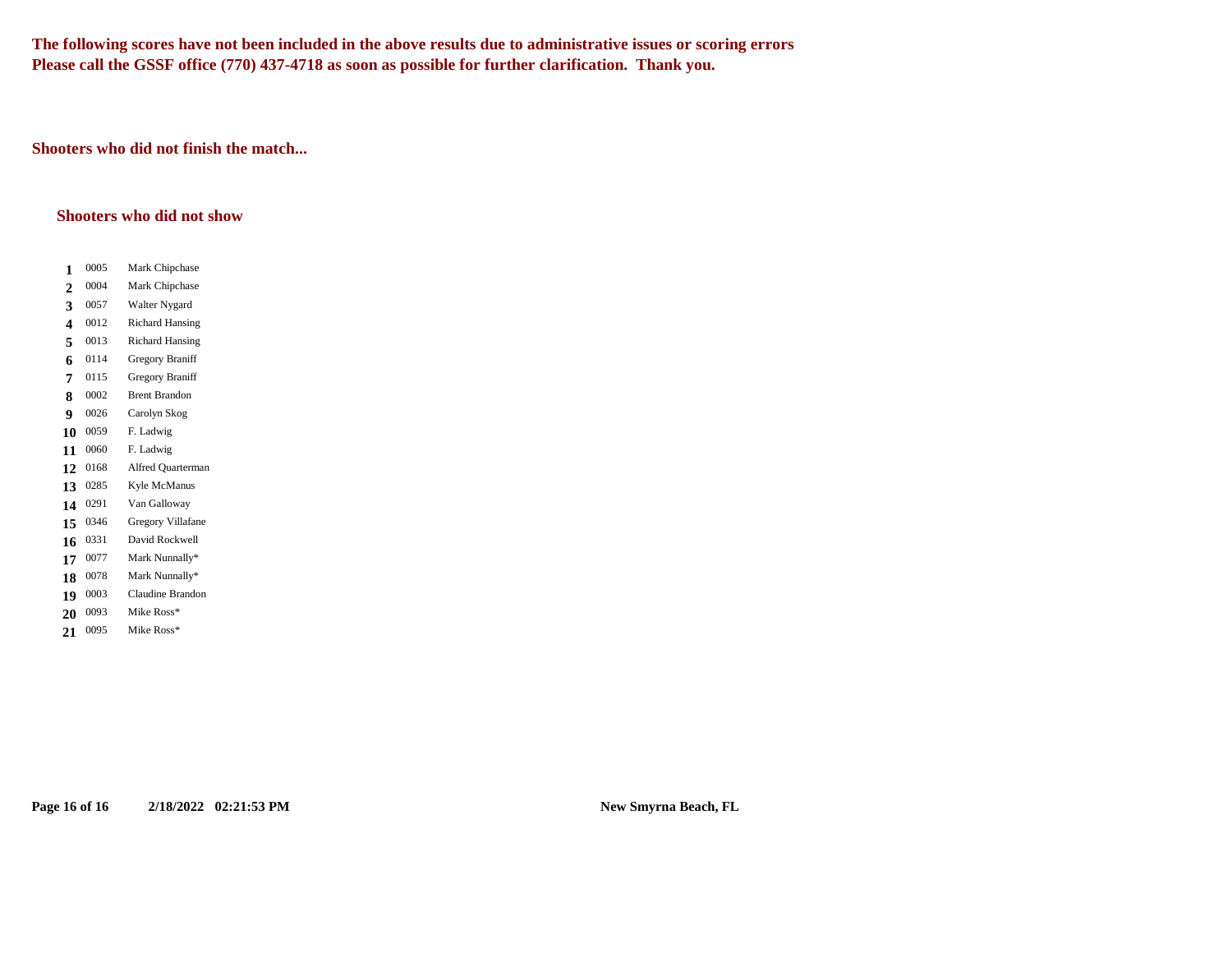**The following scores have not been included in the above results due to administrative issues or scoring errors**
**Please call the GSSF office (770) 437-4718 as soon as possible for further clarification. Thank you.**

**Shooters who did not finish the match...**

**Shooters who did not show**

| | | |
|---|---|---|
| **1** | 0005 | Mark Chipchase |
| **2** | 0004 | Mark Chipchase |
| **3** | 0057 | Walter Nygard |
| **4** | 0012 | Richard Hansing |
| **5** | 0013 | Richard Hansing |
| **6** | 0114 | Gregory Braniff |
| **7** | 0115 | Gregory Braniff |
| **8** | 0002 | Brent Brandon |
| **9** | 0026 | Carolyn Skog |
| **10** | 0059 | F. Ladwig |
| **11** | 0060 | F. Ladwig |
| **12** | 0168 | Alfred Quarterman |
| **13** | 0285 | Kyle McManus |
| **14** | 0291 | Van Galloway |
| **15** | 0346 | Gregory Villafane |
| **16** | 0331 | David Rockwell |
| **17** | 0077 | Mark Nunnally* |
| **18** | 0078 | Mark Nunnally* |
| **19** | 0003 | Claudine Brandon |
| **20** | 0093 | Mike Ross* |
| **21** | 0095 | Mike Ross* |